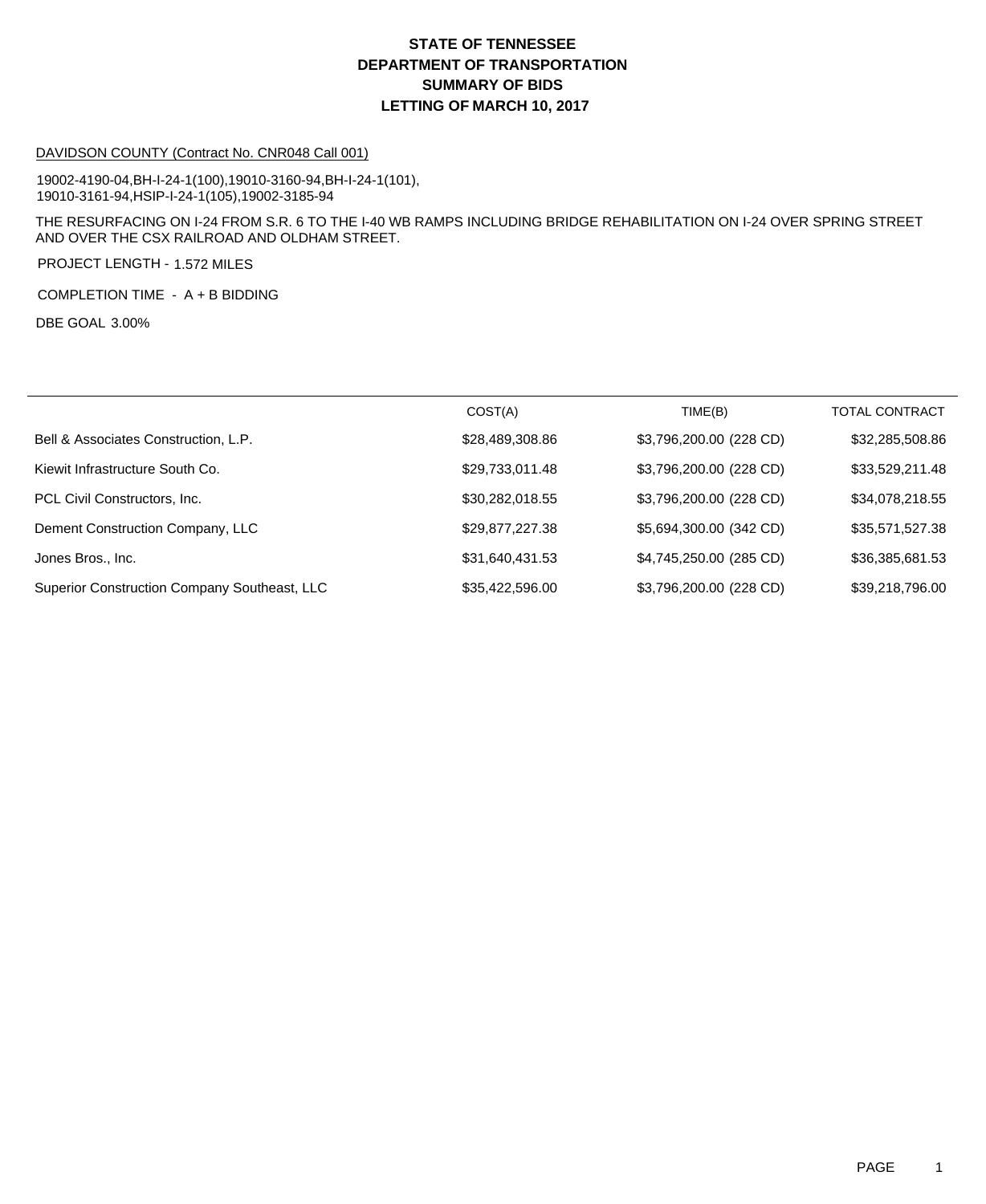# STATE OF TENNESSEE
# DEPARTMENT OF TRANSPORTATION
# SUMMARY OF BIDS
# LETTING OF MARCH 10, 2017

DAVIDSON COUNTY (Contract No. CNR048 Call 001)

19002-4190-04,BH-I-24-1(100),19010-3160-94,BH-I-24-1(101),
19010-3161-94,HSIP-I-24-1(105),19002-3185-94

THE RESURFACING ON I-24 FROM S.R. 6 TO THE I-40 WB RAMPS INCLUDING BRIDGE REHABILITATION ON I-24 OVER SPRING STREET AND OVER THE CSX RAILROAD AND OLDHAM STREET.

PROJECT LENGTH - 1.572 MILES

COMPLETION TIME - A + B BIDDING

DBE GOAL 3.00%

| | COST(A) | TIME(B) | TOTAL CONTRACT |
|---|---|---|---|
| Bell & Associates Construction, L.P. | $28,489,308.86 | $3,796,200.00 (228 CD) | $32,285,508.86 |
| Kiewit Infrastructure South Co. | $29,733,011.48 | $3,796,200.00 (228 CD) | $33,529,211.48 |
| PCL Civil Constructors, Inc. | $30,282,018.55 | $3,796,200.00 (228 CD) | $34,078,218.55 |
| Dement Construction Company, LLC | $29,877,227.38 | $5,694,300.00 (342 CD) | $35,571,527.38 |
| Jones Bros., Inc. | $31,640,431.53 | $4,745,250.00 (285 CD) | $36,385,681.53 |
| Superior Construction Company Southeast, LLC | $35,422,596.00 | $3,796,200.00 (228 CD) | $39,218,796.00 |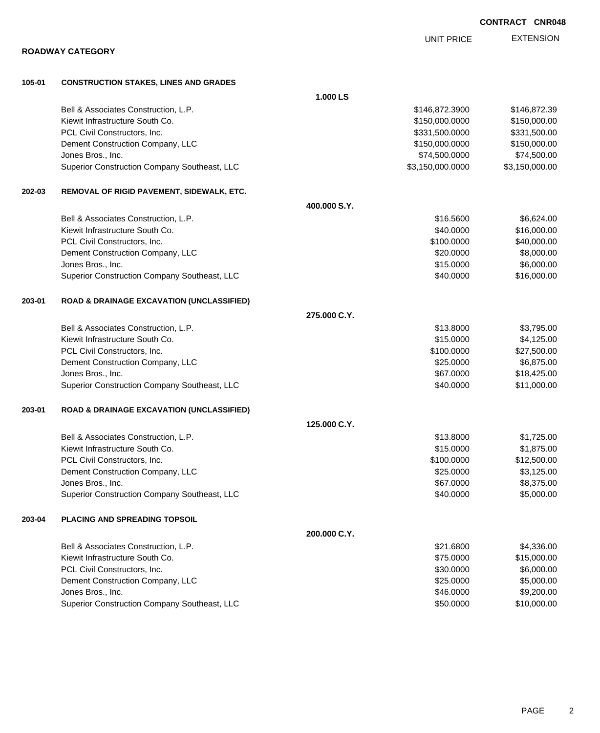**CONTRACT CNR048**

## ROADWAY CATEGORY

| | | | UNIT PRICE | EXTENSION |
|---|---|---|---|---|
| **105-01** | **CONSTRUCTION STAKES, LINES AND GRADES** | | | |
| | | **1.000 LS** | | |
| | Bell & Associates Construction, L.P. | | $146,872.3900 | $146,872.39 |
| | Kiewit Infrastructure South Co. | | $150,000.0000 | $150,000.00 |
| | PCL Civil Constructors, Inc. | | $331,500.0000 | $331,500.00 |
| | Dement Construction Company, LLC | | $150,000.0000 | $150,000.00 |
| | Jones Bros., Inc. | | $74,500.0000 | $74,500.00 |
| | Superior Construction Company Southeast, LLC | | $3,150,000.0000 | $3,150,000.00 |
| **202-03** | **REMOVAL OF RIGID PAVEMENT, SIDEWALK, ETC.** | | | |
| | | **400.000 S.Y.** | | |
| | Bell & Associates Construction, L.P. | | $16.5600 | $6,624.00 |
| | Kiewit Infrastructure South Co. | | $40.0000 | $16,000.00 |
| | PCL Civil Constructors, Inc. | | $100.0000 | $40,000.00 |
| | Dement Construction Company, LLC | | $20.0000 | $8,000.00 |
| | Jones Bros., Inc. | | $15.0000 | $6,000.00 |
| | Superior Construction Company Southeast, LLC | | $40.0000 | $16,000.00 |
| **203-01** | **ROAD & DRAINAGE EXCAVATION (UNCLASSIFIED)** | | | |
| | | **275.000 C.Y.** | | |
| | Bell & Associates Construction, L.P. | | $13.8000 | $3,795.00 |
| | Kiewit Infrastructure South Co. | | $15.0000 | $4,125.00 |
| | PCL Civil Constructors, Inc. | | $100.0000 | $27,500.00 |
| | Dement Construction Company, LLC | | $25.0000 | $6,875.00 |
| | Jones Bros., Inc. | | $67.0000 | $18,425.00 |
| | Superior Construction Company Southeast, LLC | | $40.0000 | $11,000.00 |
| **203-01** | **ROAD & DRAINAGE EXCAVATION (UNCLASSIFIED)** | | | |
| | | **125.000 C.Y.** | | |
| | Bell & Associates Construction, L.P. | | $13.8000 | $1,725.00 |
| | Kiewit Infrastructure South Co. | | $15.0000 | $1,875.00 |
| | PCL Civil Constructors, Inc. | | $100.0000 | $12,500.00 |
| | Dement Construction Company, LLC | | $25.0000 | $3,125.00 |
| | Jones Bros., Inc. | | $67.0000 | $8,375.00 |
| | Superior Construction Company Southeast, LLC | | $40.0000 | $5,000.00 |
| **203-04** | **PLACING AND SPREADING TOPSOIL** | | | |
| | | **200.000 C.Y.** | | |
| | Bell & Associates Construction, L.P. | | $21.6800 | $4,336.00 |
| | Kiewit Infrastructure South Co. | | $75.0000 | $15,000.00 |
| | PCL Civil Constructors, Inc. | | $30.0000 | $6,000.00 |
| | Dement Construction Company, LLC | | $25.0000 | $5,000.00 |
| | Jones Bros., Inc. | | $46.0000 | $9,200.00 |
| | Superior Construction Company Southeast, LLC | | $50.0000 | $10,000.00 |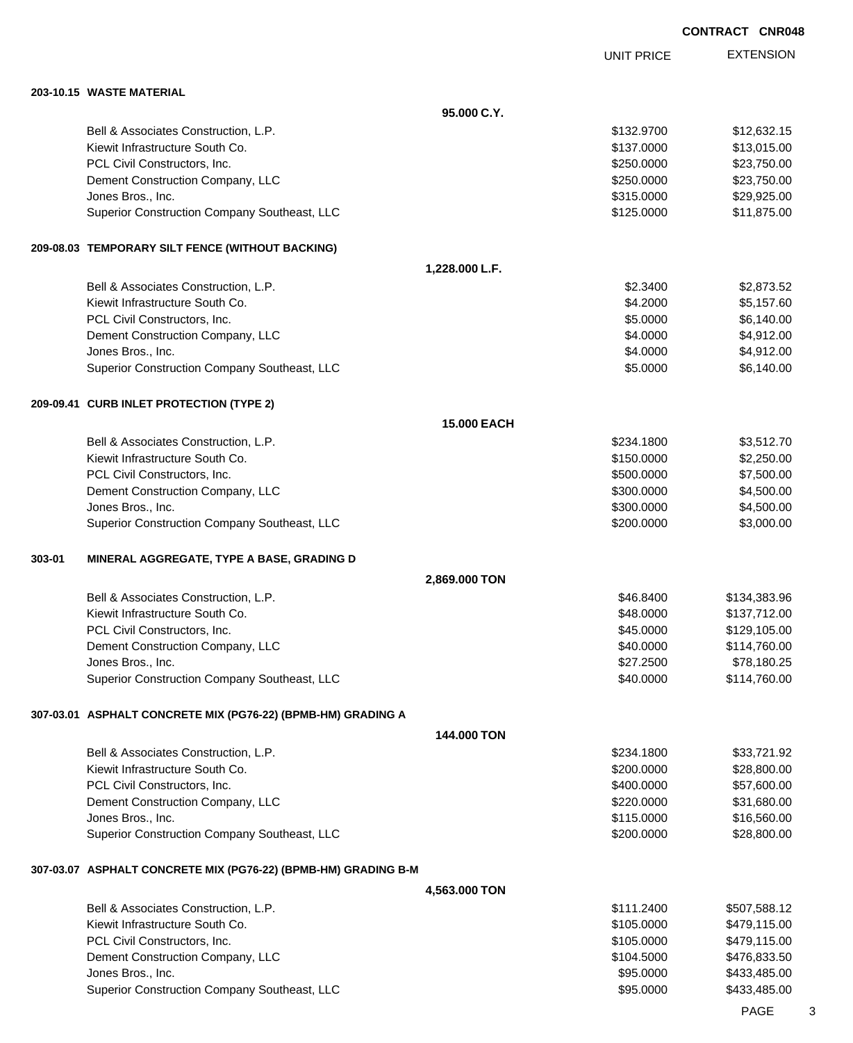**CONTRACT CNR048**

| | UNIT PRICE | EXTENSION |
|---|---|---|
| **203-10.15 WASTE MATERIAL** | | |
| **95.000 C.Y.** | | |
| Bell & Associates Construction, L.P. | $132.9700 | $12,632.15 |
| Kiewit Infrastructure South Co. | $137.0000 | $13,015.00 |
| PCL Civil Constructors, Inc. | $250.0000 | $23,750.00 |
| Dement Construction Company, LLC | $250.0000 | $23,750.00 |
| Jones Bros., Inc. | $315.0000 | $29,925.00 |
| Superior Construction Company Southeast, LLC | $125.0000 | $11,875.00 |
| **209-08.03 TEMPORARY SILT FENCE (WITHOUT BACKING)** | | |
| **1,228.000 L.F.** | | |
| Bell & Associates Construction, L.P. | $2.3400 | $2,873.52 |
| Kiewit Infrastructure South Co. | $4.2000 | $5,157.60 |
| PCL Civil Constructors, Inc. | $5.0000 | $6,140.00 |
| Dement Construction Company, LLC | $4.0000 | $4,912.00 |
| Jones Bros., Inc. | $4.0000 | $4,912.00 |
| Superior Construction Company Southeast, LLC | $5.0000 | $6,140.00 |
| **209-09.41 CURB INLET PROTECTION (TYPE 2)** | | |
| **15.000 EACH** | | |
| Bell & Associates Construction, L.P. | $234.1800 | $3,512.70 |
| Kiewit Infrastructure South Co. | $150.0000 | $2,250.00 |
| PCL Civil Constructors, Inc. | $500.0000 | $7,500.00 |
| Dement Construction Company, LLC | $300.0000 | $4,500.00 |
| Jones Bros., Inc. | $300.0000 | $4,500.00 |
| Superior Construction Company Southeast, LLC | $200.0000 | $3,000.00 |
| **303-01 MINERAL AGGREGATE, TYPE A BASE, GRADING D** | | |
| **2,869.000 TON** | | |
| Bell & Associates Construction, L.P. | $46.8400 | $134,383.96 |
| Kiewit Infrastructure South Co. | $48.0000 | $137,712.00 |
| PCL Civil Constructors, Inc. | $45.0000 | $129,105.00 |
| Dement Construction Company, LLC | $40.0000 | $114,760.00 |
| Jones Bros., Inc. | $27.2500 | $78,180.25 |
| Superior Construction Company Southeast, LLC | $40.0000 | $114,760.00 |
| **307-03.01 ASPHALT CONCRETE MIX (PG76-22) (BPMB-HM) GRADING A** | | |
| **144.000 TON** | | |
| Bell & Associates Construction, L.P. | $234.1800 | $33,721.92 |
| Kiewit Infrastructure South Co. | $200.0000 | $28,800.00 |
| PCL Civil Constructors, Inc. | $400.0000 | $57,600.00 |
| Dement Construction Company, LLC | $220.0000 | $31,680.00 |
| Jones Bros., Inc. | $115.0000 | $16,560.00 |
| Superior Construction Company Southeast, LLC | $200.0000 | $28,800.00 |
| **307-03.07 ASPHALT CONCRETE MIX (PG76-22) (BPMB-HM) GRADING B-M** | | |
| **4,563.000 TON** | | |
| Bell & Associates Construction, L.P. | $111.2400 | $507,588.12 |
| Kiewit Infrastructure South Co. | $105.0000 | $479,115.00 |
| PCL Civil Constructors, Inc. | $105.0000 | $479,115.00 |
| Dement Construction Company, LLC | $104.5000 | $476,833.50 |
| Jones Bros., Inc. | $95.0000 | $433,485.00 |
| Superior Construction Company Southeast, LLC | $95.0000 | $433,485.00 |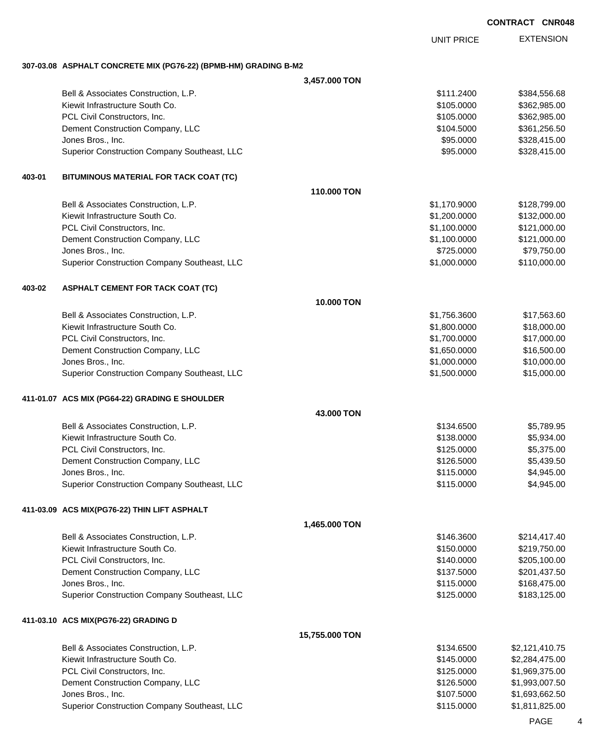**CONTRACT CNR048**

| | UNIT PRICE | EXTENSION |
|---|---|---|
| **307-03.08 ASPHALT CONCRETE MIX (PG76-22) (BPMB-HM) GRADING B-M2** | | |
| **3,457.000 TON** | | |
| Bell & Associates Construction, L.P. | $111.2400 | $384,556.68 |
| Kiewit Infrastructure South Co. | $105.0000 | $362,985.00 |
| PCL Civil Constructors, Inc. | $105.0000 | $362,985.00 |
| Dement Construction Company, LLC | $104.5000 | $361,256.50 |
| Jones Bros., Inc. | $95.0000 | $328,415.00 |
| Superior Construction Company Southeast, LLC | $95.0000 | $328,415.00 |
| **403-01 BITUMINOUS MATERIAL FOR TACK COAT (TC)** | | |
| **110.000 TON** | | |
| Bell & Associates Construction, L.P. | $1,170.9000 | $128,799.00 |
| Kiewit Infrastructure South Co. | $1,200.0000 | $132,000.00 |
| PCL Civil Constructors, Inc. | $1,100.0000 | $121,000.00 |
| Dement Construction Company, LLC | $1,100.0000 | $121,000.00 |
| Jones Bros., Inc. | $725.0000 | $79,750.00 |
| Superior Construction Company Southeast, LLC | $1,000.0000 | $110,000.00 |
| **403-02 ASPHALT CEMENT FOR TACK COAT (TC)** | | |
| **10.000 TON** | | |
| Bell & Associates Construction, L.P. | $1,756.3600 | $17,563.60 |
| Kiewit Infrastructure South Co. | $1,800.0000 | $18,000.00 |
| PCL Civil Constructors, Inc. | $1,700.0000 | $17,000.00 |
| Dement Construction Company, LLC | $1,650.0000 | $16,500.00 |
| Jones Bros., Inc. | $1,000.0000 | $10,000.00 |
| Superior Construction Company Southeast, LLC | $1,500.0000 | $15,000.00 |
| **411-01.07 ACS MIX (PG64-22) GRADING E SHOULDER** | | |
| **43.000 TON** | | |
| Bell & Associates Construction, L.P. | $134.6500 | $5,789.95 |
| Kiewit Infrastructure South Co. | $138.0000 | $5,934.00 |
| PCL Civil Constructors, Inc. | $125.0000 | $5,375.00 |
| Dement Construction Company, LLC | $126.5000 | $5,439.50 |
| Jones Bros., Inc. | $115.0000 | $4,945.00 |
| Superior Construction Company Southeast, LLC | $115.0000 | $4,945.00 |
| **411-03.09 ACS MIX(PG76-22) THIN LIFT ASPHALT** | | |
| **1,465.000 TON** | | |
| Bell & Associates Construction, L.P. | $146.3600 | $214,417.40 |
| Kiewit Infrastructure South Co. | $150.0000 | $219,750.00 |
| PCL Civil Constructors, Inc. | $140.0000 | $205,100.00 |
| Dement Construction Company, LLC | $137.5000 | $201,437.50 |
| Jones Bros., Inc. | $115.0000 | $168,475.00 |
| Superior Construction Company Southeast, LLC | $125.0000 | $183,125.00 |
| **411-03.10 ACS MIX(PG76-22) GRADING D** | | |
| **15,755.000 TON** | | |
| Bell & Associates Construction, L.P. | $134.6500 | $2,121,410.75 |
| Kiewit Infrastructure South Co. | $145.0000 | $2,284,475.00 |
| PCL Civil Constructors, Inc. | $125.0000 | $1,969,375.00 |
| Dement Construction Company, LLC | $126.5000 | $1,993,007.50 |
| Jones Bros., Inc. | $107.5000 | $1,693,662.50 |
| Superior Construction Company Southeast, LLC | $115.0000 | $1,811,825.00 |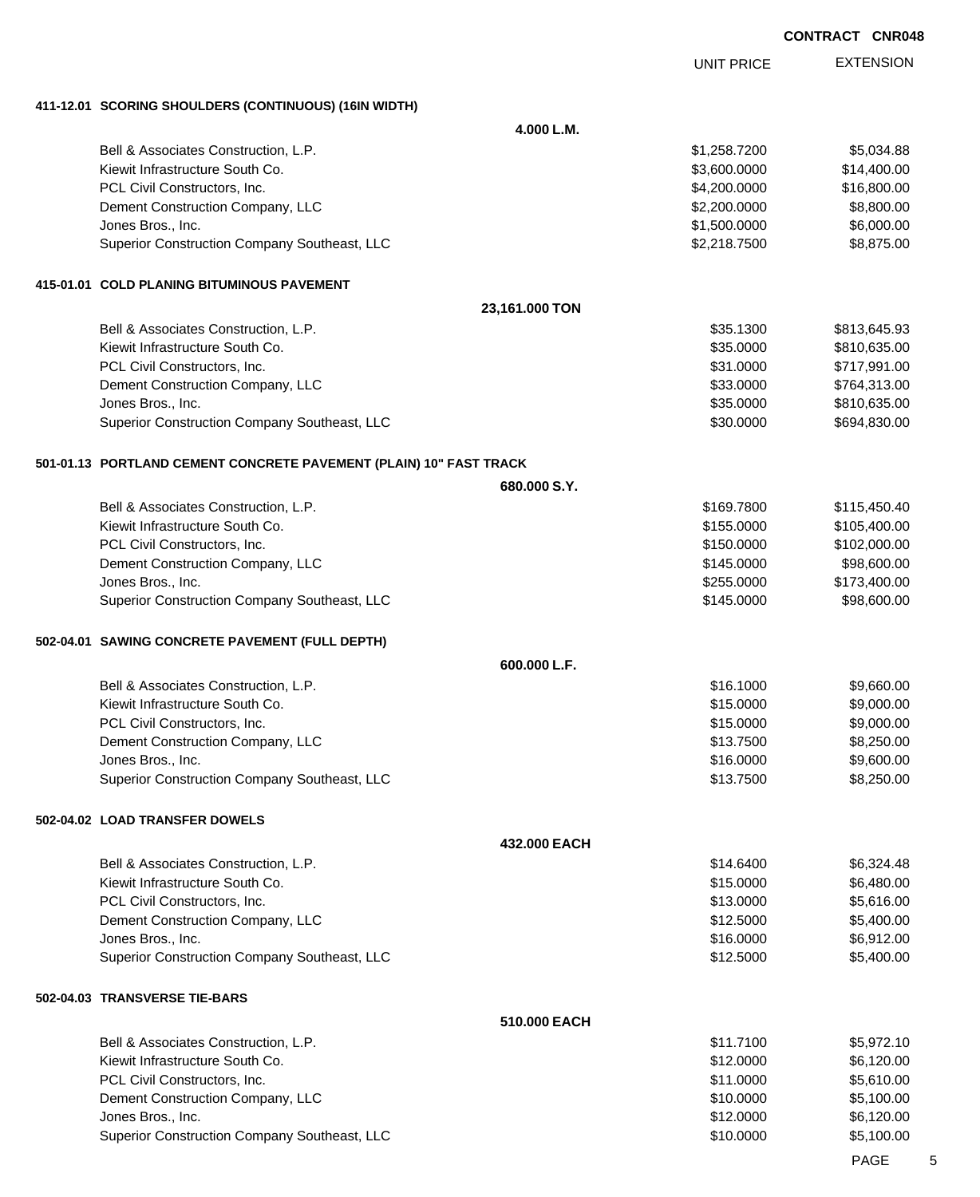**CONTRACT CNR048**

| | UNIT PRICE | EXTENSION |
|---|---|---|

**411-12.01 SCORING SHOULDERS (CONTINUOUS) (16IN WIDTH)**

4.000 L.M.

| Bidder | UNIT PRICE | EXTENSION |
|---|---|---|
| Bell & Associates Construction, L.P. | $1,258.7200 | $5,034.88 |
| Kiewit Infrastructure South Co. | $3,600.0000 | $14,400.00 |
| PCL Civil Constructors, Inc. | $4,200.0000 | $16,800.00 |
| Dement Construction Company, LLC | $2,200.0000 | $8,800.00 |
| Jones Bros., Inc. | $1,500.0000 | $6,000.00 |
| Superior Construction Company Southeast, LLC | $2,218.7500 | $8,875.00 |

**415-01.01 COLD PLANING BITUMINOUS PAVEMENT**

23,161.000 TON

| Bidder | UNIT PRICE | EXTENSION |
|---|---|---|
| Bell & Associates Construction, L.P. | $35.1300 | $813,645.93 |
| Kiewit Infrastructure South Co. | $35.0000 | $810,635.00 |
| PCL Civil Constructors, Inc. | $31.0000 | $717,991.00 |
| Dement Construction Company, LLC | $33.0000 | $764,313.00 |
| Jones Bros., Inc. | $35.0000 | $810,635.00 |
| Superior Construction Company Southeast, LLC | $30.0000 | $694,830.00 |

**501-01.13 PORTLAND CEMENT CONCRETE PAVEMENT (PLAIN) 10" FAST TRACK**

680.000 S.Y.

| Bidder | UNIT PRICE | EXTENSION |
|---|---|---|
| Bell & Associates Construction, L.P. | $169.7800 | $115,450.40 |
| Kiewit Infrastructure South Co. | $155.0000 | $105,400.00 |
| PCL Civil Constructors, Inc. | $150.0000 | $102,000.00 |
| Dement Construction Company, LLC | $145.0000 | $98,600.00 |
| Jones Bros., Inc. | $255.0000 | $173,400.00 |
| Superior Construction Company Southeast, LLC | $145.0000 | $98,600.00 |

**502-04.01 SAWING CONCRETE PAVEMENT (FULL DEPTH)**

600.000 L.F.

| Bidder | UNIT PRICE | EXTENSION |
|---|---|---|
| Bell & Associates Construction, L.P. | $16.1000 | $9,660.00 |
| Kiewit Infrastructure South Co. | $15.0000 | $9,000.00 |
| PCL Civil Constructors, Inc. | $15.0000 | $9,000.00 |
| Dement Construction Company, LLC | $13.7500 | $8,250.00 |
| Jones Bros., Inc. | $16.0000 | $9,600.00 |
| Superior Construction Company Southeast, LLC | $13.7500 | $8,250.00 |

**502-04.02 LOAD TRANSFER DOWELS**

432.000 EACH

| Bidder | UNIT PRICE | EXTENSION |
|---|---|---|
| Bell & Associates Construction, L.P. | $14.6400 | $6,324.48 |
| Kiewit Infrastructure South Co. | $15.0000 | $6,480.00 |
| PCL Civil Constructors, Inc. | $13.0000 | $5,616.00 |
| Dement Construction Company, LLC | $12.5000 | $5,400.00 |
| Jones Bros., Inc. | $16.0000 | $6,912.00 |
| Superior Construction Company Southeast, LLC | $12.5000 | $5,400.00 |

**502-04.03 TRANSVERSE TIE-BARS**

510.000 EACH

| Bidder | UNIT PRICE | EXTENSION |
|---|---|---|
| Bell & Associates Construction, L.P. | $11.7100 | $5,972.10 |
| Kiewit Infrastructure South Co. | $12.0000 | $6,120.00 |
| PCL Civil Constructors, Inc. | $11.0000 | $5,610.00 |
| Dement Construction Company, LLC | $10.0000 | $5,100.00 |
| Jones Bros., Inc. | $12.0000 | $6,120.00 |
| Superior Construction Company Southeast, LLC | $10.0000 | $5,100.00 |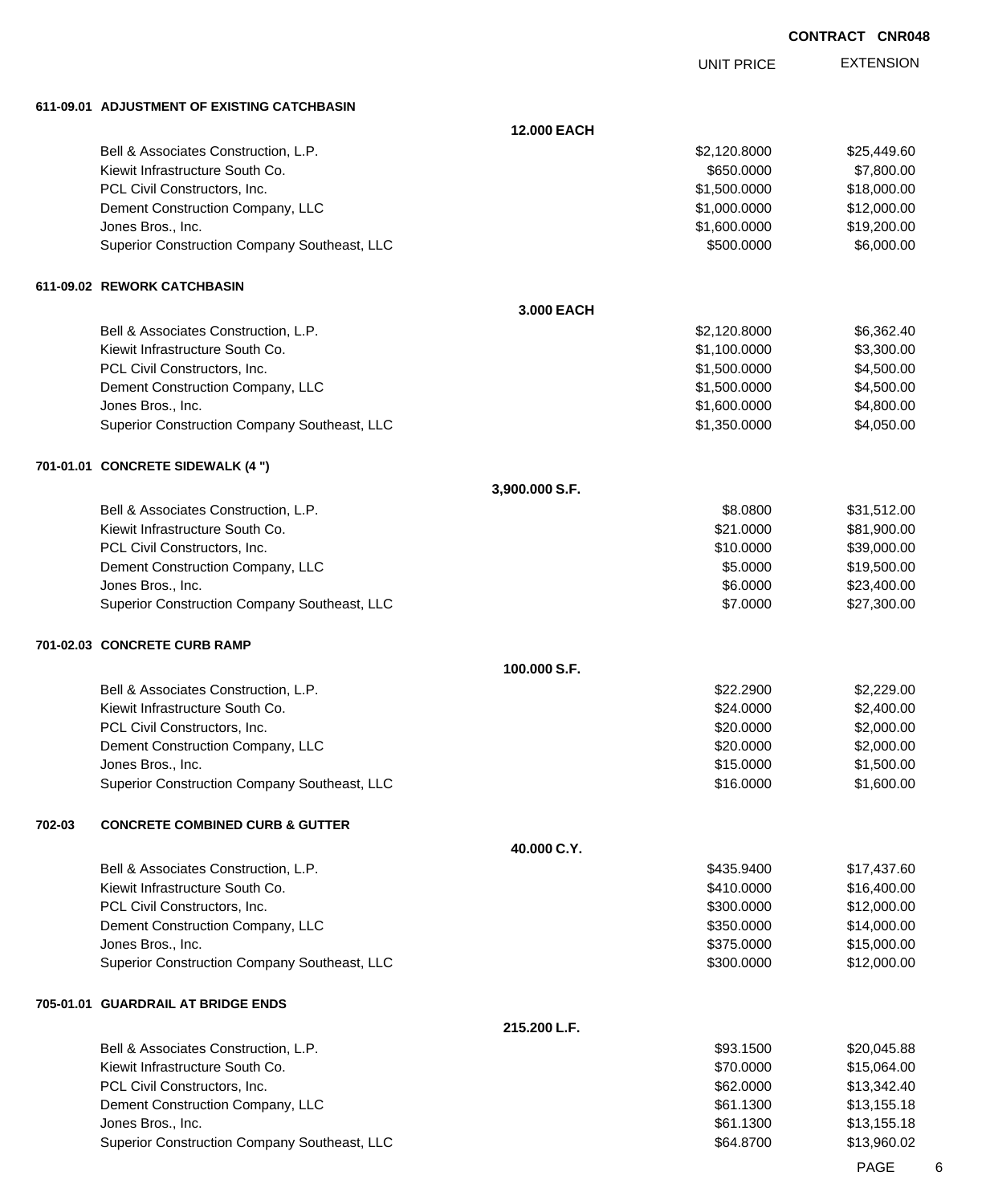**CONTRACT CNR048**

| | | UNIT PRICE | EXTENSION |
|---|---|---|---|
| **611-09.01 ADJUSTMENT OF EXISTING CATCHBASIN** | | | |
| | **12.000 EACH** | | |
| Bell & Associates Construction, L.P. | | $2,120.8000 | $25,449.60 |
| Kiewit Infrastructure South Co. | | $650.0000 | $7,800.00 |
| PCL Civil Constructors, Inc. | | $1,500.0000 | $18,000.00 |
| Dement Construction Company, LLC | | $1,000.0000 | $12,000.00 |
| Jones Bros., Inc. | | $1,600.0000 | $19,200.00 |
| Superior Construction Company Southeast, LLC | | $500.0000 | $6,000.00 |
| **611-09.02 REWORK CATCHBASIN** | | | |
| | **3.000 EACH** | | |
| Bell & Associates Construction, L.P. | | $2,120.8000 | $6,362.40 |
| Kiewit Infrastructure South Co. | | $1,100.0000 | $3,300.00 |
| PCL Civil Constructors, Inc. | | $1,500.0000 | $4,500.00 |
| Dement Construction Company, LLC | | $1,500.0000 | $4,500.00 |
| Jones Bros., Inc. | | $1,600.0000 | $4,800.00 |
| Superior Construction Company Southeast, LLC | | $1,350.0000 | $4,050.00 |
| **701-01.01 CONCRETE SIDEWALK (4 ")** | | | |
| | **3,900.000 S.F.** | | |
| Bell & Associates Construction, L.P. | | $8.0800 | $31,512.00 |
| Kiewit Infrastructure South Co. | | $21.0000 | $81,900.00 |
| PCL Civil Constructors, Inc. | | $10.0000 | $39,000.00 |
| Dement Construction Company, LLC | | $5.0000 | $19,500.00 |
| Jones Bros., Inc. | | $6.0000 | $23,400.00 |
| Superior Construction Company Southeast, LLC | | $7.0000 | $27,300.00 |
| **701-02.03 CONCRETE CURB RAMP** | | | |
| | **100.000 S.F.** | | |
| Bell & Associates Construction, L.P. | | $22.2900 | $2,229.00 |
| Kiewit Infrastructure South Co. | | $24.0000 | $2,400.00 |
| PCL Civil Constructors, Inc. | | $20.0000 | $2,000.00 |
| Dement Construction Company, LLC | | $20.0000 | $2,000.00 |
| Jones Bros., Inc. | | $15.0000 | $1,500.00 |
| Superior Construction Company Southeast, LLC | | $16.0000 | $1,600.00 |
| **702-03 CONCRETE COMBINED CURB & GUTTER** | | | |
| | **40.000 C.Y.** | | |
| Bell & Associates Construction, L.P. | | $435.9400 | $17,437.60 |
| Kiewit Infrastructure South Co. | | $410.0000 | $16,400.00 |
| PCL Civil Constructors, Inc. | | $300.0000 | $12,000.00 |
| Dement Construction Company, LLC | | $350.0000 | $14,000.00 |
| Jones Bros., Inc. | | $375.0000 | $15,000.00 |
| Superior Construction Company Southeast, LLC | | $300.0000 | $12,000.00 |
| **705-01.01 GUARDRAIL AT BRIDGE ENDS** | | | |
| | **215.200 L.F.** | | |
| Bell & Associates Construction, L.P. | | $93.1500 | $20,045.88 |
| Kiewit Infrastructure South Co. | | $70.0000 | $15,064.00 |
| PCL Civil Constructors, Inc. | | $62.0000 | $13,342.40 |
| Dement Construction Company, LLC | | $61.1300 | $13,155.18 |
| Jones Bros., Inc. | | $61.1300 | $13,155.18 |
| Superior Construction Company Southeast, LLC | | $64.8700 | $13,960.02 |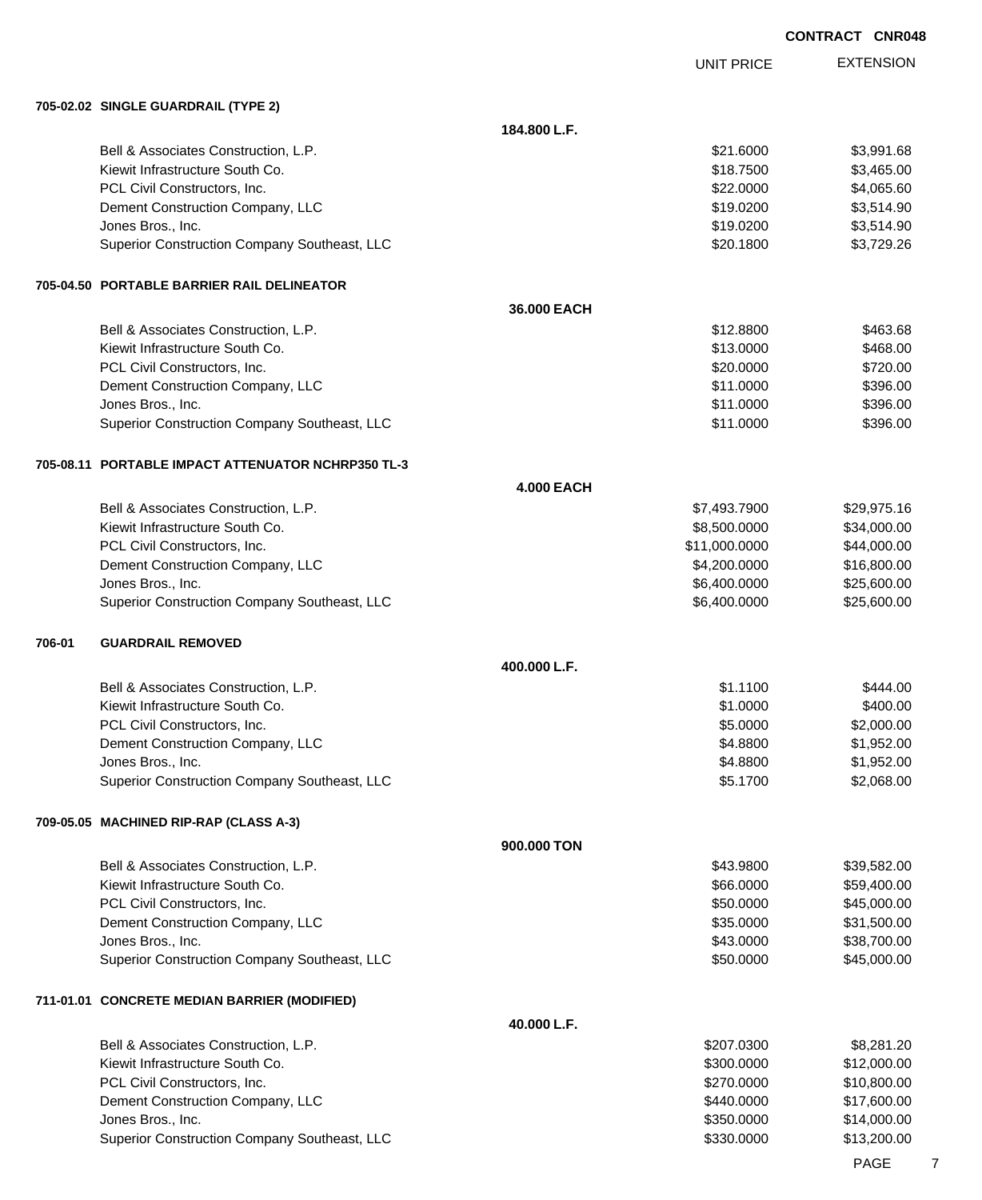**CONTRACT CNR048**

| | UNIT PRICE | EXTENSION |
|---|---|---|
| **705-02.02 SINGLE GUARDRAIL (TYPE 2)** | | |
| **184.800 L.F.** | | |
| Bell & Associates Construction, L.P. | $21.6000 | $3,991.68 |
| Kiewit Infrastructure South Co. | $18.7500 | $3,465.00 |
| PCL Civil Constructors, Inc. | $22.0000 | $4,065.60 |
| Dement Construction Company, LLC | $19.0200 | $3,514.90 |
| Jones Bros., Inc. | $19.0200 | $3,514.90 |
| Superior Construction Company Southeast, LLC | $20.1800 | $3,729.26 |
| **705-04.50 PORTABLE BARRIER RAIL DELINEATOR** | | |
| **36.000 EACH** | | |
| Bell & Associates Construction, L.P. | $12.8800 | $463.68 |
| Kiewit Infrastructure South Co. | $13.0000 | $468.00 |
| PCL Civil Constructors, Inc. | $20.0000 | $720.00 |
| Dement Construction Company, LLC | $11.0000 | $396.00 |
| Jones Bros., Inc. | $11.0000 | $396.00 |
| Superior Construction Company Southeast, LLC | $11.0000 | $396.00 |
| **705-08.11 PORTABLE IMPACT ATTENUATOR NCHRP350 TL-3** | | |
| **4.000 EACH** | | |
| Bell & Associates Construction, L.P. | $7,493.7900 | $29,975.16 |
| Kiewit Infrastructure South Co. | $8,500.0000 | $34,000.00 |
| PCL Civil Constructors, Inc. | $11,000.0000 | $44,000.00 |
| Dement Construction Company, LLC | $4,200.0000 | $16,800.00 |
| Jones Bros., Inc. | $6,400.0000 | $25,600.00 |
| Superior Construction Company Southeast, LLC | $6,400.0000 | $25,600.00 |
| **706-01 GUARDRAIL REMOVED** | | |
| **400.000 L.F.** | | |
| Bell & Associates Construction, L.P. | $1.1100 | $444.00 |
| Kiewit Infrastructure South Co. | $1.0000 | $400.00 |
| PCL Civil Constructors, Inc. | $5.0000 | $2,000.00 |
| Dement Construction Company, LLC | $4.8800 | $1,952.00 |
| Jones Bros., Inc. | $4.8800 | $1,952.00 |
| Superior Construction Company Southeast, LLC | $5.1700 | $2,068.00 |
| **709-05.05 MACHINED RIP-RAP (CLASS A-3)** | | |
| **900.000 TON** | | |
| Bell & Associates Construction, L.P. | $43.9800 | $39,582.00 |
| Kiewit Infrastructure South Co. | $66.0000 | $59,400.00 |
| PCL Civil Constructors, Inc. | $50.0000 | $45,000.00 |
| Dement Construction Company, LLC | $35.0000 | $31,500.00 |
| Jones Bros., Inc. | $43.0000 | $38,700.00 |
| Superior Construction Company Southeast, LLC | $50.0000 | $45,000.00 |
| **711-01.01 CONCRETE MEDIAN BARRIER (MODIFIED)** | | |
| **40.000 L.F.** | | |
| Bell & Associates Construction, L.P. | $207.0300 | $8,281.20 |
| Kiewit Infrastructure South Co. | $300.0000 | $12,000.00 |
| PCL Civil Constructors, Inc. | $270.0000 | $10,800.00 |
| Dement Construction Company, LLC | $440.0000 | $17,600.00 |
| Jones Bros., Inc. | $350.0000 | $14,000.00 |
| Superior Construction Company Southeast, LLC | $330.0000 | $13,200.00 |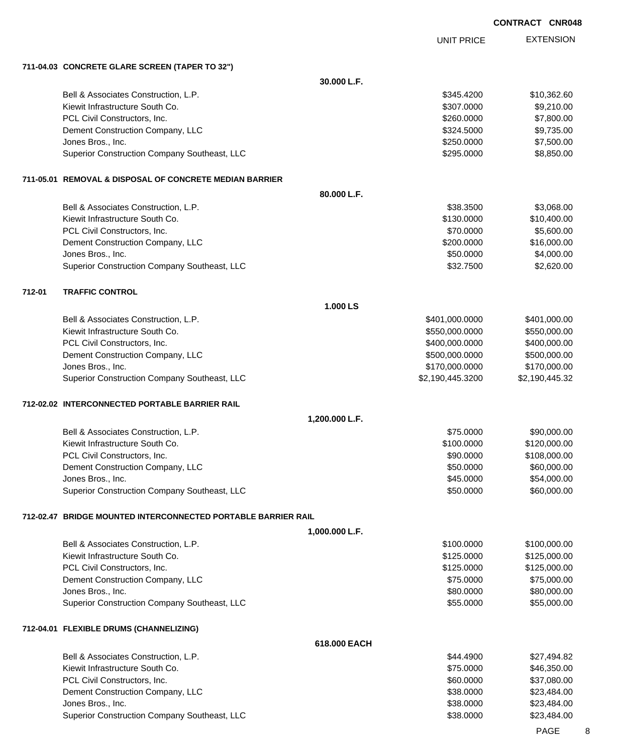**CONTRACT CNR048**

| | | UNIT PRICE | EXTENSION |
|---|---|---|---|
| **711-04.03** | **CONCRETE GLARE SCREEN (TAPER TO 32")** | | |
| | **30.000 L.F.** | | |
| | Bell & Associates Construction, L.P. | $345.4200 | $10,362.60 |
| | Kiewit Infrastructure South Co. | $307.0000 | $9,210.00 |
| | PCL Civil Constructors, Inc. | $260.0000 | $7,800.00 |
| | Dement Construction Company, LLC | $324.5000 | $9,735.00 |
| | Jones Bros., Inc. | $250.0000 | $7,500.00 |
| | Superior Construction Company Southeast, LLC | $295.0000 | $8,850.00 |
| **711-05.01** | **REMOVAL & DISPOSAL OF CONCRETE MEDIAN BARRIER** | | |
| | **80.000 L.F.** | | |
| | Bell & Associates Construction, L.P. | $38.3500 | $3,068.00 |
| | Kiewit Infrastructure South Co. | $130.0000 | $10,400.00 |
| | PCL Civil Constructors, Inc. | $70.0000 | $5,600.00 |
| | Dement Construction Company, LLC | $200.0000 | $16,000.00 |
| | Jones Bros., Inc. | $50.0000 | $4,000.00 |
| | Superior Construction Company Southeast, LLC | $32.7500 | $2,620.00 |
| **712-01** | **TRAFFIC CONTROL** | | |
| | **1.000 LS** | | |
| | Bell & Associates Construction, L.P. | $401,000.0000 | $401,000.00 |
| | Kiewit Infrastructure South Co. | $550,000.0000 | $550,000.00 |
| | PCL Civil Constructors, Inc. | $400,000.0000 | $400,000.00 |
| | Dement Construction Company, LLC | $500,000.0000 | $500,000.00 |
| | Jones Bros., Inc. | $170,000.0000 | $170,000.00 |
| | Superior Construction Company Southeast, LLC | $2,190,445.3200 | $2,190,445.32 |
| **712-02.02** | **INTERCONNECTED PORTABLE BARRIER RAIL** | | |
| | **1,200.000 L.F.** | | |
| | Bell & Associates Construction, L.P. | $75.0000 | $90,000.00 |
| | Kiewit Infrastructure South Co. | $100.0000 | $120,000.00 |
| | PCL Civil Constructors, Inc. | $90.0000 | $108,000.00 |
| | Dement Construction Company, LLC | $50.0000 | $60,000.00 |
| | Jones Bros., Inc. | $45.0000 | $54,000.00 |
| | Superior Construction Company Southeast, LLC | $50.0000 | $60,000.00 |
| **712-02.47** | **BRIDGE MOUNTED INTERCONNECTED PORTABLE BARRIER RAIL** | | |
| | **1,000.000 L.F.** | | |
| | Bell & Associates Construction, L.P. | $100.0000 | $100,000.00 |
| | Kiewit Infrastructure South Co. | $125.0000 | $125,000.00 |
| | PCL Civil Constructors, Inc. | $125.0000 | $125,000.00 |
| | Dement Construction Company, LLC | $75.0000 | $75,000.00 |
| | Jones Bros., Inc. | $80.0000 | $80,000.00 |
| | Superior Construction Company Southeast, LLC | $55.0000 | $55,000.00 |
| **712-04.01** | **FLEXIBLE DRUMS (CHANNELIZING)** | | |
| | **618.000 EACH** | | |
| | Bell & Associates Construction, L.P. | $44.4900 | $27,494.82 |
| | Kiewit Infrastructure South Co. | $75.0000 | $46,350.00 |
| | PCL Civil Constructors, Inc. | $60.0000 | $37,080.00 |
| | Dement Construction Company, LLC | $38.0000 | $23,484.00 |
| | Jones Bros., Inc. | $38.0000 | $23,484.00 |
| | Superior Construction Company Southeast, LLC | $38.0000 | $23,484.00 |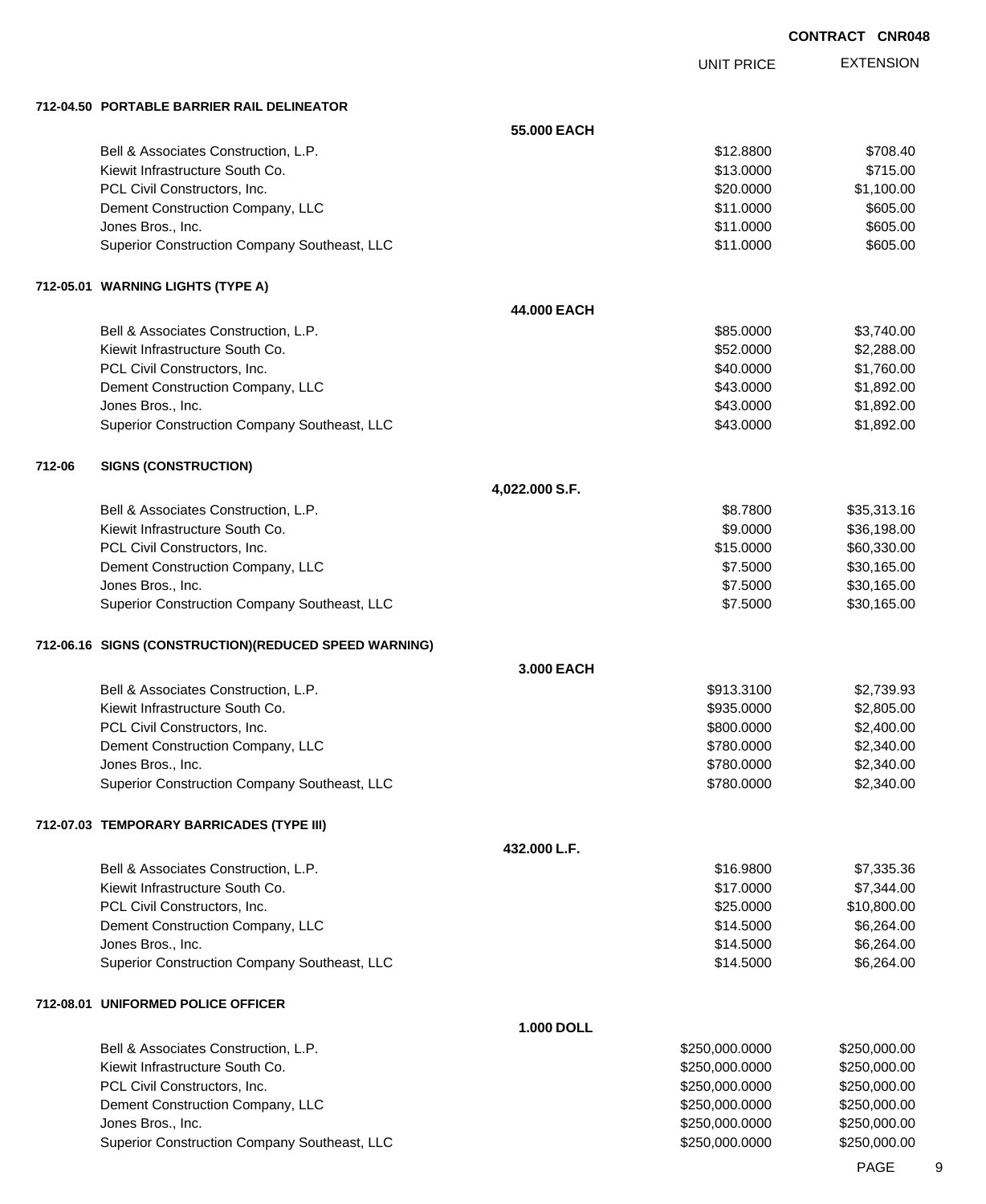**CONTRACT CNR048**

| | | UNIT PRICE | EXTENSION |
|---|---|---|---|
| **712-04.50 PORTABLE BARRIER RAIL DELINEATOR** | | | |
| | **55.000 EACH** | | |
| Bell & Associates Construction, L.P. | | $12.8800 | $708.40 |
| Kiewit Infrastructure South Co. | | $13.0000 | $715.00 |
| PCL Civil Constructors, Inc. | | $20.0000 | $1,100.00 |
| Dement Construction Company, LLC | | $11.0000 | $605.00 |
| Jones Bros., Inc. | | $11.0000 | $605.00 |
| Superior Construction Company Southeast, LLC | | $11.0000 | $605.00 |
| **712-05.01 WARNING LIGHTS (TYPE A)** | | | |
| | **44.000 EACH** | | |
| Bell & Associates Construction, L.P. | | $85.0000 | $3,740.00 |
| Kiewit Infrastructure South Co. | | $52.0000 | $2,288.00 |
| PCL Civil Constructors, Inc. | | $40.0000 | $1,760.00 |
| Dement Construction Company, LLC | | $43.0000 | $1,892.00 |
| Jones Bros., Inc. | | $43.0000 | $1,892.00 |
| Superior Construction Company Southeast, LLC | | $43.0000 | $1,892.00 |
| **712-06 SIGNS (CONSTRUCTION)** | | | |
| | **4,022.000 S.F.** | | |
| Bell & Associates Construction, L.P. | | $8.7800 | $35,313.16 |
| Kiewit Infrastructure South Co. | | $9.0000 | $36,198.00 |
| PCL Civil Constructors, Inc. | | $15.0000 | $60,330.00 |
| Dement Construction Company, LLC | | $7.5000 | $30,165.00 |
| Jones Bros., Inc. | | $7.5000 | $30,165.00 |
| Superior Construction Company Southeast, LLC | | $7.5000 | $30,165.00 |
| **712-06.16 SIGNS (CONSTRUCTION)(REDUCED SPEED WARNING)** | | | |
| | **3.000 EACH** | | |
| Bell & Associates Construction, L.P. | | $913.3100 | $2,739.93 |
| Kiewit Infrastructure South Co. | | $935.0000 | $2,805.00 |
| PCL Civil Constructors, Inc. | | $800.0000 | $2,400.00 |
| Dement Construction Company, LLC | | $780.0000 | $2,340.00 |
| Jones Bros., Inc. | | $780.0000 | $2,340.00 |
| Superior Construction Company Southeast, LLC | | $780.0000 | $2,340.00 |
| **712-07.03 TEMPORARY BARRICADES (TYPE III)** | | | |
| | **432.000 L.F.** | | |
| Bell & Associates Construction, L.P. | | $16.9800 | $7,335.36 |
| Kiewit Infrastructure South Co. | | $17.0000 | $7,344.00 |
| PCL Civil Constructors, Inc. | | $25.0000 | $10,800.00 |
| Dement Construction Company, LLC | | $14.5000 | $6,264.00 |
| Jones Bros., Inc. | | $14.5000 | $6,264.00 |
| Superior Construction Company Southeast, LLC | | $14.5000 | $6,264.00 |
| **712-08.01 UNIFORMED POLICE OFFICER** | | | |
| | **1.000 DOLL** | | |
| Bell & Associates Construction, L.P. | | $250,000.0000 | $250,000.00 |
| Kiewit Infrastructure South Co. | | $250,000.0000 | $250,000.00 |
| PCL Civil Constructors, Inc. | | $250,000.0000 | $250,000.00 |
| Dement Construction Company, LLC | | $250,000.0000 | $250,000.00 |
| Jones Bros., Inc. | | $250,000.0000 | $250,000.00 |
| Superior Construction Company Southeast, LLC | | $250,000.0000 | $250,000.00 |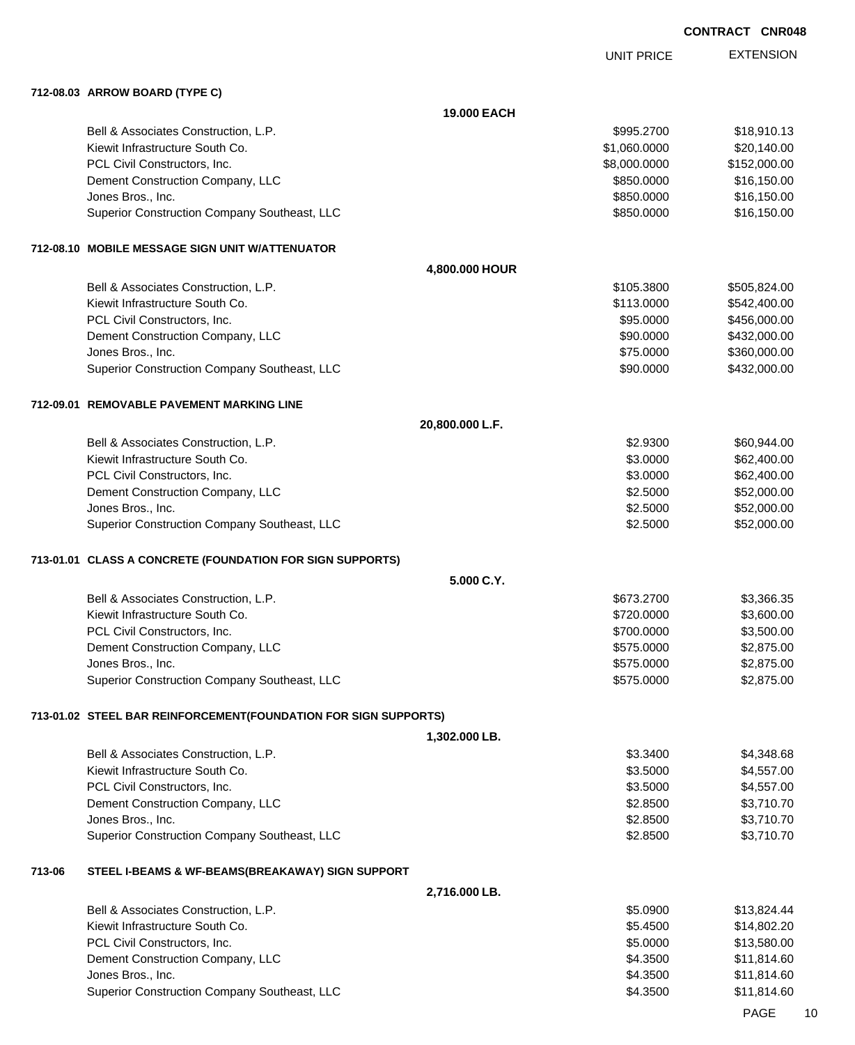**CONTRACT CNR048**

| | UNIT PRICE | EXTENSION |
|---|---|---|
| **712-08.03 ARROW BOARD (TYPE C)** | | |
| **19.000 EACH** | | |
| Bell & Associates Construction, L.P. | $995.2700 | $18,910.13 |
| Kiewit Infrastructure South Co. | $1,060.0000 | $20,140.00 |
| PCL Civil Constructors, Inc. | $8,000.0000 | $152,000.00 |
| Dement Construction Company, LLC | $850.0000 | $16,150.00 |
| Jones Bros., Inc. | $850.0000 | $16,150.00 |
| Superior Construction Company Southeast, LLC | $850.0000 | $16,150.00 |
| **712-08.10 MOBILE MESSAGE SIGN UNIT W/ATTENUATOR** | | |
| **4,800.000 HOUR** | | |
| Bell & Associates Construction, L.P. | $105.3800 | $505,824.00 |
| Kiewit Infrastructure South Co. | $113.0000 | $542,400.00 |
| PCL Civil Constructors, Inc. | $95.0000 | $456,000.00 |
| Dement Construction Company, LLC | $90.0000 | $432,000.00 |
| Jones Bros., Inc. | $75.0000 | $360,000.00 |
| Superior Construction Company Southeast, LLC | $90.0000 | $432,000.00 |
| **712-09.01 REMOVABLE PAVEMENT MARKING LINE** | | |
| **20,800.000 L.F.** | | |
| Bell & Associates Construction, L.P. | $2.9300 | $60,944.00 |
| Kiewit Infrastructure South Co. | $3.0000 | $62,400.00 |
| PCL Civil Constructors, Inc. | $3.0000 | $62,400.00 |
| Dement Construction Company, LLC | $2.5000 | $52,000.00 |
| Jones Bros., Inc. | $2.5000 | $52,000.00 |
| Superior Construction Company Southeast, LLC | $2.5000 | $52,000.00 |
| **713-01.01 CLASS A CONCRETE (FOUNDATION FOR SIGN SUPPORTS)** | | |
| **5.000 C.Y.** | | |
| Bell & Associates Construction, L.P. | $673.2700 | $3,366.35 |
| Kiewit Infrastructure South Co. | $720.0000 | $3,600.00 |
| PCL Civil Constructors, Inc. | $700.0000 | $3,500.00 |
| Dement Construction Company, LLC | $575.0000 | $2,875.00 |
| Jones Bros., Inc. | $575.0000 | $2,875.00 |
| Superior Construction Company Southeast, LLC | $575.0000 | $2,875.00 |
| **713-01.02 STEEL BAR REINFORCEMENT(FOUNDATION FOR SIGN SUPPORTS)** | | |
| **1,302.000 LB.** | | |
| Bell & Associates Construction, L.P. | $3.3400 | $4,348.68 |
| Kiewit Infrastructure South Co. | $3.5000 | $4,557.00 |
| PCL Civil Constructors, Inc. | $3.5000 | $4,557.00 |
| Dement Construction Company, LLC | $2.8500 | $3,710.70 |
| Jones Bros., Inc. | $2.8500 | $3,710.70 |
| Superior Construction Company Southeast, LLC | $2.8500 | $3,710.70 |
| **713-06 STEEL I-BEAMS & WF-BEAMS(BREAKAWAY) SIGN SUPPORT** | | |
| **2,716.000 LB.** | | |
| Bell & Associates Construction, L.P. | $5.0900 | $13,824.44 |
| Kiewit Infrastructure South Co. | $5.4500 | $14,802.20 |
| PCL Civil Constructors, Inc. | $5.0000 | $13,580.00 |
| Dement Construction Company, LLC | $4.3500 | $11,814.60 |
| Jones Bros., Inc. | $4.3500 | $11,814.60 |
| Superior Construction Company Southeast, LLC | $4.3500 | $11,814.60 |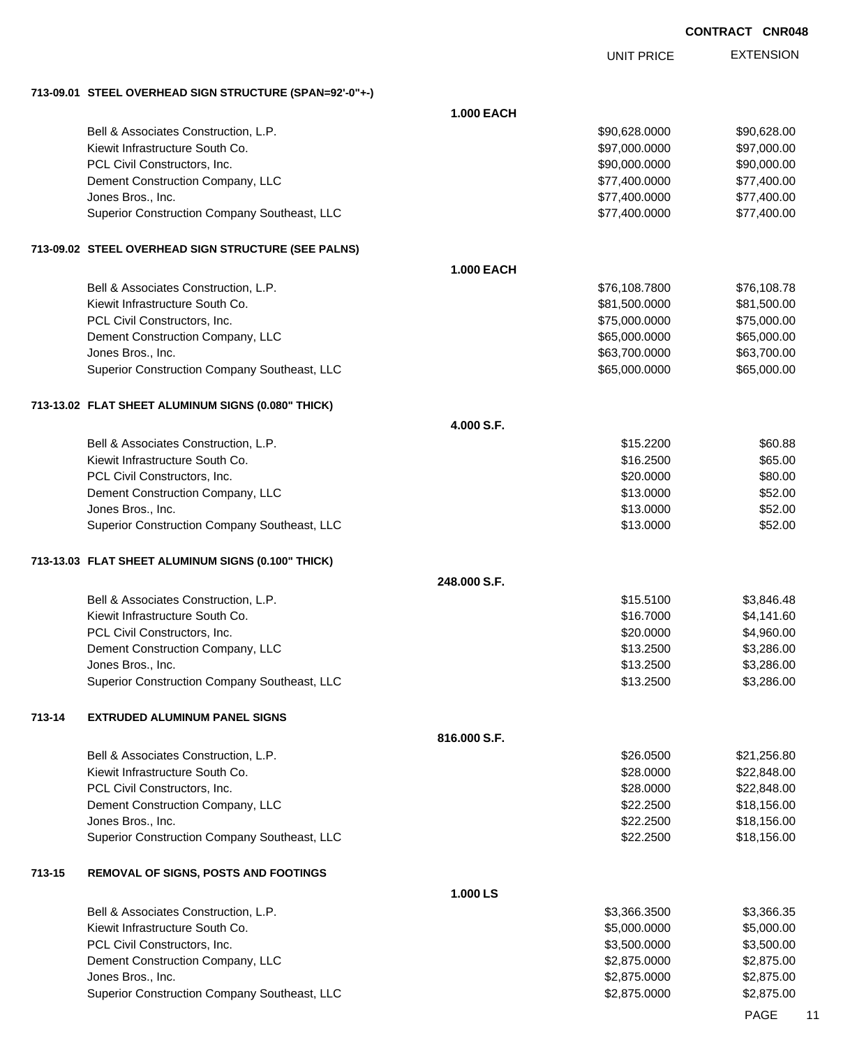**CONTRACT CNR048**

| | | UNIT PRICE | EXTENSION |
|---|---|---|---|
| **713-09.01 STEEL OVERHEAD SIGN STRUCTURE (SPAN=92'-0"+-)** | | | |
| | **1.000 EACH** | | |
| Bell & Associates Construction, L.P. | | $90,628.0000 | $90,628.00 |
| Kiewit Infrastructure South Co. | | $97,000.0000 | $97,000.00 |
| PCL Civil Constructors, Inc. | | $90,000.0000 | $90,000.00 |
| Dement Construction Company, LLC | | $77,400.0000 | $77,400.00 |
| Jones Bros., Inc. | | $77,400.0000 | $77,400.00 |
| Superior Construction Company Southeast, LLC | | $77,400.0000 | $77,400.00 |
| **713-09.02 STEEL OVERHEAD SIGN STRUCTURE (SEE PALNS)** | | | |
| | **1.000 EACH** | | |
| Bell & Associates Construction, L.P. | | $76,108.7800 | $76,108.78 |
| Kiewit Infrastructure South Co. | | $81,500.0000 | $81,500.00 |
| PCL Civil Constructors, Inc. | | $75,000.0000 | $75,000.00 |
| Dement Construction Company, LLC | | $65,000.0000 | $65,000.00 |
| Jones Bros., Inc. | | $63,700.0000 | $63,700.00 |
| Superior Construction Company Southeast, LLC | | $65,000.0000 | $65,000.00 |
| **713-13.02 FLAT SHEET ALUMINUM SIGNS (0.080" THICK)** | | | |
| | **4.000 S.F.** | | |
| Bell & Associates Construction, L.P. | | $15.2200 | $60.88 |
| Kiewit Infrastructure South Co. | | $16.2500 | $65.00 |
| PCL Civil Constructors, Inc. | | $20.0000 | $80.00 |
| Dement Construction Company, LLC | | $13.0000 | $52.00 |
| Jones Bros., Inc. | | $13.0000 | $52.00 |
| Superior Construction Company Southeast, LLC | | $13.0000 | $52.00 |
| **713-13.03 FLAT SHEET ALUMINUM SIGNS (0.100" THICK)** | | | |
| | **248.000 S.F.** | | |
| Bell & Associates Construction, L.P. | | $15.5100 | $3,846.48 |
| Kiewit Infrastructure South Co. | | $16.7000 | $4,141.60 |
| PCL Civil Constructors, Inc. | | $20.0000 | $4,960.00 |
| Dement Construction Company, LLC | | $13.2500 | $3,286.00 |
| Jones Bros., Inc. | | $13.2500 | $3,286.00 |
| Superior Construction Company Southeast, LLC | | $13.2500 | $3,286.00 |
| **713-14 EXTRUDED ALUMINUM PANEL SIGNS** | | | |
| | **816.000 S.F.** | | |
| Bell & Associates Construction, L.P. | | $26.0500 | $21,256.80 |
| Kiewit Infrastructure South Co. | | $28.0000 | $22,848.00 |
| PCL Civil Constructors, Inc. | | $28.0000 | $22,848.00 |
| Dement Construction Company, LLC | | $22.2500 | $18,156.00 |
| Jones Bros., Inc. | | $22.2500 | $18,156.00 |
| Superior Construction Company Southeast, LLC | | $22.2500 | $18,156.00 |
| **713-15 REMOVAL OF SIGNS, POSTS AND FOOTINGS** | | | |
| | **1.000 LS** | | |
| Bell & Associates Construction, L.P. | | $3,366.3500 | $3,366.35 |
| Kiewit Infrastructure South Co. | | $5,000.0000 | $5,000.00 |
| PCL Civil Constructors, Inc. | | $3,500.0000 | $3,500.00 |
| Dement Construction Company, LLC | | $2,875.0000 | $2,875.00 |
| Jones Bros., Inc. | | $2,875.0000 | $2,875.00 |
| Superior Construction Company Southeast, LLC | | $2,875.0000 | $2,875.00 |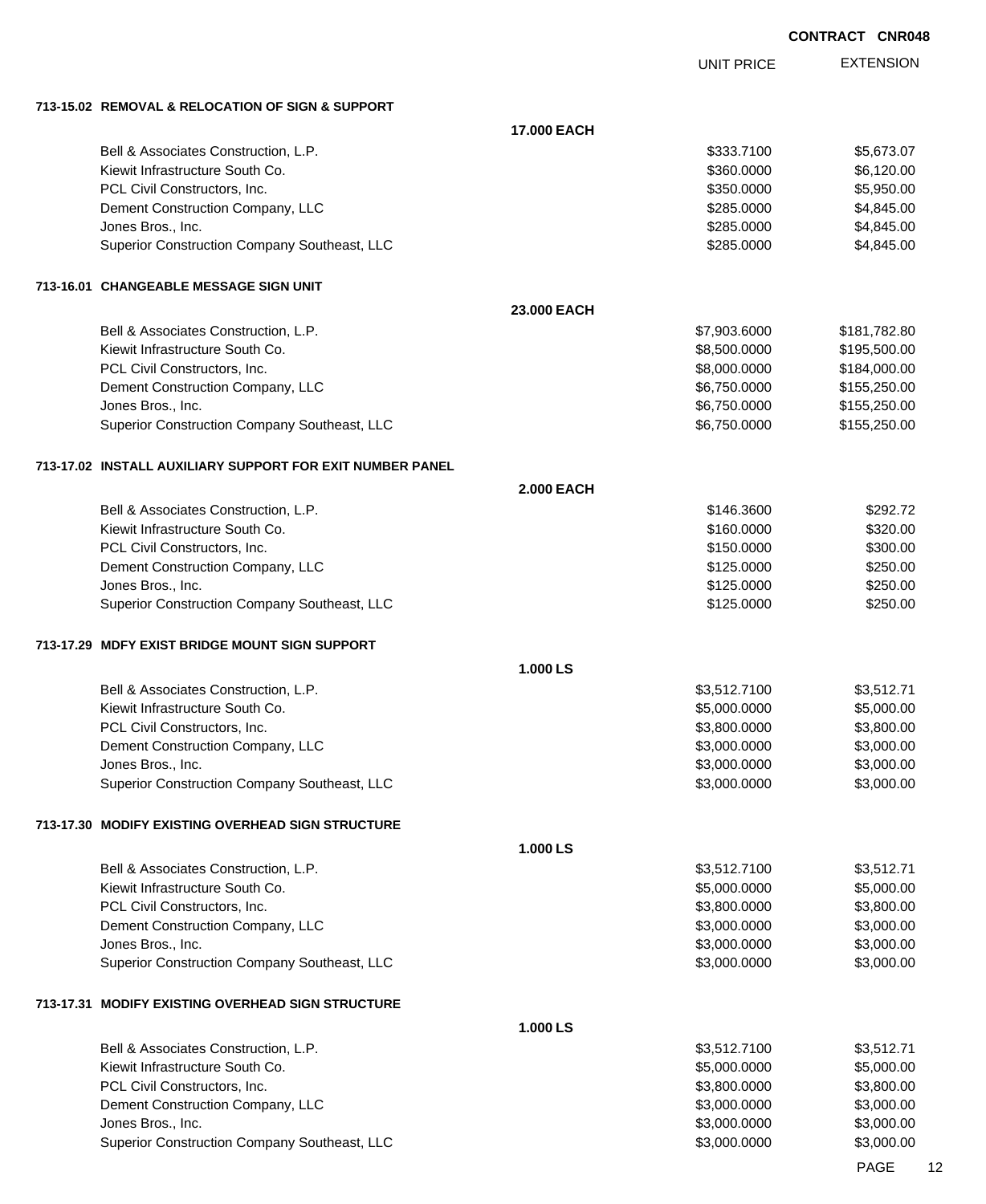CONTRACT CNR048

| | | UNIT PRICE | EXTENSION |
|---|---|---|---|
| **713-15.02 REMOVAL & RELOCATION OF SIGN & SUPPORT** | | | |
| | **17.000 EACH** | | |
| Bell & Associates Construction, L.P. | | $333.7100 | $5,673.07 |
| Kiewit Infrastructure South Co. | | $360.0000 | $6,120.00 |
| PCL Civil Constructors, Inc. | | $350.0000 | $5,950.00 |
| Dement Construction Company, LLC | | $285.0000 | $4,845.00 |
| Jones Bros., Inc. | | $285.0000 | $4,845.00 |
| Superior Construction Company Southeast, LLC | | $285.0000 | $4,845.00 |
| **713-16.01 CHANGEABLE MESSAGE SIGN UNIT** | | | |
| | **23.000 EACH** | | |
| Bell & Associates Construction, L.P. | | $7,903.6000 | $181,782.80 |
| Kiewit Infrastructure South Co. | | $8,500.0000 | $195,500.00 |
| PCL Civil Constructors, Inc. | | $8,000.0000 | $184,000.00 |
| Dement Construction Company, LLC | | $6,750.0000 | $155,250.00 |
| Jones Bros., Inc. | | $6,750.0000 | $155,250.00 |
| Superior Construction Company Southeast, LLC | | $6,750.0000 | $155,250.00 |
| **713-17.02 INSTALL AUXILIARY SUPPORT FOR EXIT NUMBER PANEL** | | | |
| | **2.000 EACH** | | |
| Bell & Associates Construction, L.P. | | $146.3600 | $292.72 |
| Kiewit Infrastructure South Co. | | $160.0000 | $320.00 |
| PCL Civil Constructors, Inc. | | $150.0000 | $300.00 |
| Dement Construction Company, LLC | | $125.0000 | $250.00 |
| Jones Bros., Inc. | | $125.0000 | $250.00 |
| Superior Construction Company Southeast, LLC | | $125.0000 | $250.00 |
| **713-17.29 MDFY EXIST BRIDGE MOUNT SIGN SUPPORT** | | | |
| | **1.000 LS** | | |
| Bell & Associates Construction, L.P. | | $3,512.7100 | $3,512.71 |
| Kiewit Infrastructure South Co. | | $5,000.0000 | $5,000.00 |
| PCL Civil Constructors, Inc. | | $3,800.0000 | $3,800.00 |
| Dement Construction Company, LLC | | $3,000.0000 | $3,000.00 |
| Jones Bros., Inc. | | $3,000.0000 | $3,000.00 |
| Superior Construction Company Southeast, LLC | | $3,000.0000 | $3,000.00 |
| **713-17.30 MODIFY EXISTING OVERHEAD SIGN STRUCTURE** | | | |
| | **1.000 LS** | | |
| Bell & Associates Construction, L.P. | | $3,512.7100 | $3,512.71 |
| Kiewit Infrastructure South Co. | | $5,000.0000 | $5,000.00 |
| PCL Civil Constructors, Inc. | | $3,800.0000 | $3,800.00 |
| Dement Construction Company, LLC | | $3,000.0000 | $3,000.00 |
| Jones Bros., Inc. | | $3,000.0000 | $3,000.00 |
| Superior Construction Company Southeast, LLC | | $3,000.0000 | $3,000.00 |
| **713-17.31 MODIFY EXISTING OVERHEAD SIGN STRUCTURE** | | | |
| | **1.000 LS** | | |
| Bell & Associates Construction, L.P. | | $3,512.7100 | $3,512.71 |
| Kiewit Infrastructure South Co. | | $5,000.0000 | $5,000.00 |
| PCL Civil Constructors, Inc. | | $3,800.0000 | $3,800.00 |
| Dement Construction Company, LLC | | $3,000.0000 | $3,000.00 |
| Jones Bros., Inc. | | $3,000.0000 | $3,000.00 |
| Superior Construction Company Southeast, LLC | | $3,000.0000 | $3,000.00 |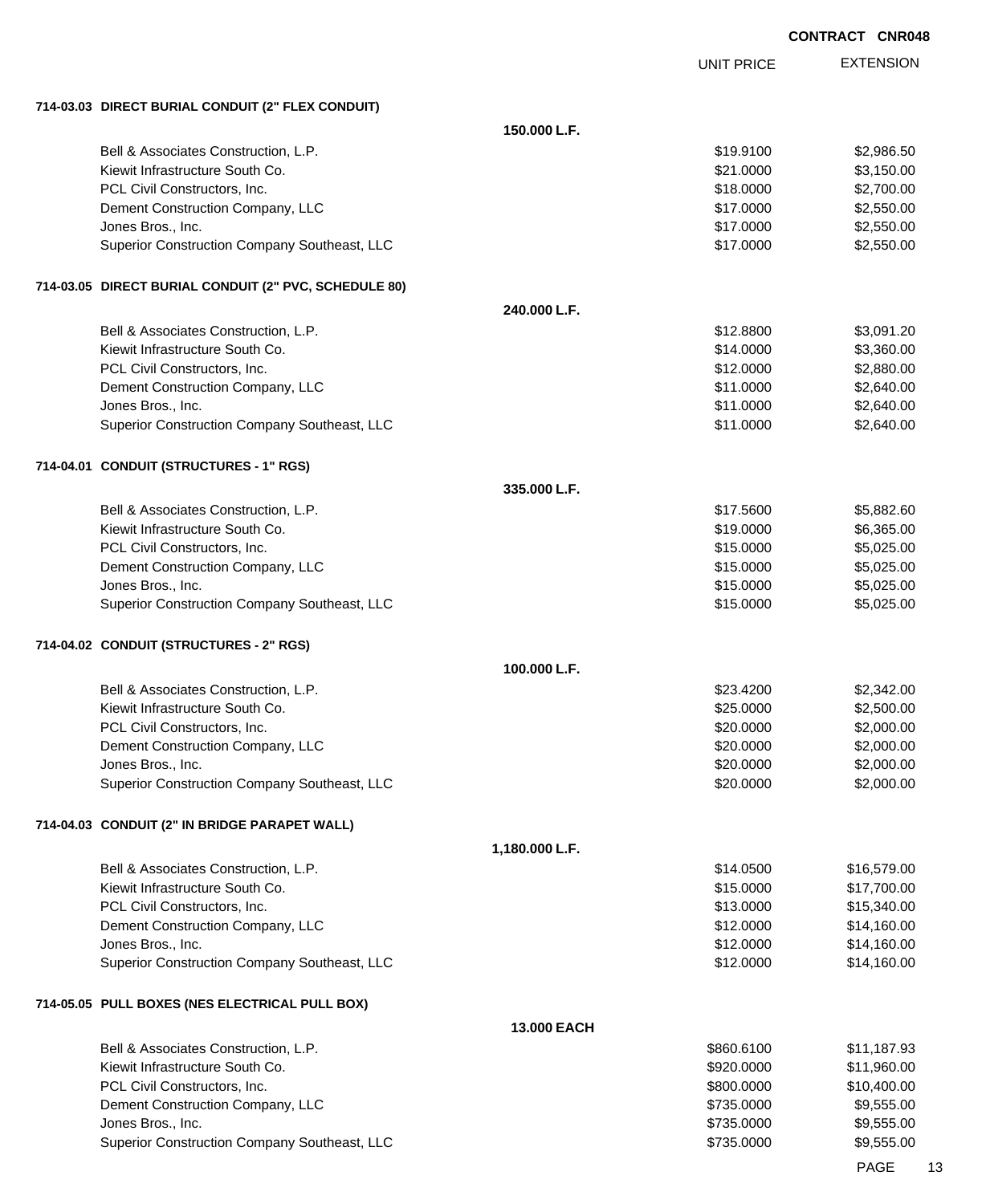**CONTRACT CNR048**

| | UNIT PRICE | EXTENSION |
|---|---|---|
| **714-03.03 DIRECT BURIAL CONDUIT (2" FLEX CONDUIT)** | | |
| **150.000 L.F.** | | |
| Bell & Associates Construction, L.P. | $19.9100 | $2,986.50 |
| Kiewit Infrastructure South Co. | $21.0000 | $3,150.00 |
| PCL Civil Constructors, Inc. | $18.0000 | $2,700.00 |
| Dement Construction Company, LLC | $17.0000 | $2,550.00 |
| Jones Bros., Inc. | $17.0000 | $2,550.00 |
| Superior Construction Company Southeast, LLC | $17.0000 | $2,550.00 |
| **714-03.05 DIRECT BURIAL CONDUIT (2" PVC, SCHEDULE 80)** | | |
| **240.000 L.F.** | | |
| Bell & Associates Construction, L.P. | $12.8800 | $3,091.20 |
| Kiewit Infrastructure South Co. | $14.0000 | $3,360.00 |
| PCL Civil Constructors, Inc. | $12.0000 | $2,880.00 |
| Dement Construction Company, LLC | $11.0000 | $2,640.00 |
| Jones Bros., Inc. | $11.0000 | $2,640.00 |
| Superior Construction Company Southeast, LLC | $11.0000 | $2,640.00 |
| **714-04.01 CONDUIT (STRUCTURES - 1" RGS)** | | |
| **335.000 L.F.** | | |
| Bell & Associates Construction, L.P. | $17.5600 | $5,882.60 |
| Kiewit Infrastructure South Co. | $19.0000 | $6,365.00 |
| PCL Civil Constructors, Inc. | $15.0000 | $5,025.00 |
| Dement Construction Company, LLC | $15.0000 | $5,025.00 |
| Jones Bros., Inc. | $15.0000 | $5,025.00 |
| Superior Construction Company Southeast, LLC | $15.0000 | $5,025.00 |
| **714-04.02 CONDUIT (STRUCTURES - 2" RGS)** | | |
| **100.000 L.F.** | | |
| Bell & Associates Construction, L.P. | $23.4200 | $2,342.00 |
| Kiewit Infrastructure South Co. | $25.0000 | $2,500.00 |
| PCL Civil Constructors, Inc. | $20.0000 | $2,000.00 |
| Dement Construction Company, LLC | $20.0000 | $2,000.00 |
| Jones Bros., Inc. | $20.0000 | $2,000.00 |
| Superior Construction Company Southeast, LLC | $20.0000 | $2,000.00 |
| **714-04.03 CONDUIT (2" IN BRIDGE PARAPET WALL)** | | |
| **1,180.000 L.F.** | | |
| Bell & Associates Construction, L.P. | $14.0500 | $16,579.00 |
| Kiewit Infrastructure South Co. | $15.0000 | $17,700.00 |
| PCL Civil Constructors, Inc. | $13.0000 | $15,340.00 |
| Dement Construction Company, LLC | $12.0000 | $14,160.00 |
| Jones Bros., Inc. | $12.0000 | $14,160.00 |
| Superior Construction Company Southeast, LLC | $12.0000 | $14,160.00 |
| **714-05.05 PULL BOXES (NES ELECTRICAL PULL BOX)** | | |
| **13.000 EACH** | | |
| Bell & Associates Construction, L.P. | $860.6100 | $11,187.93 |
| Kiewit Infrastructure South Co. | $920.0000 | $11,960.00 |
| PCL Civil Constructors, Inc. | $800.0000 | $10,400.00 |
| Dement Construction Company, LLC | $735.0000 | $9,555.00 |
| Jones Bros., Inc. | $735.0000 | $9,555.00 |
| Superior Construction Company Southeast, LLC | $735.0000 | $9,555.00 |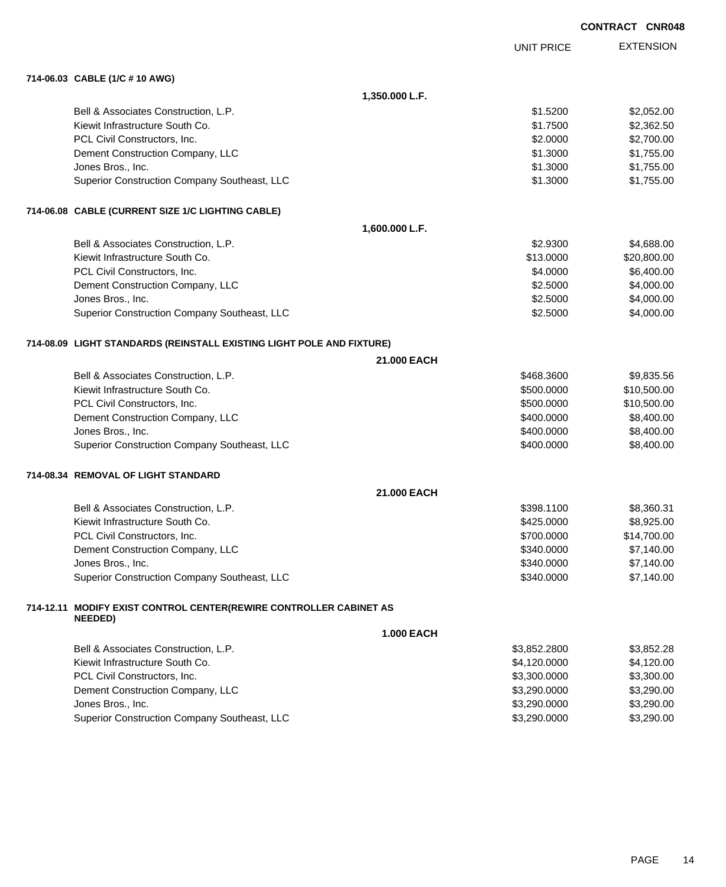**CONTRACT CNR048**

| | UNIT PRICE | EXTENSION |
|---|---|---|
| **714-06.03 CABLE (1/C # 10 AWG)** | | |
| **1,350.000 L.F.** | | |
| Bell & Associates Construction, L.P. | $1.5200 | $2,052.00 |
| Kiewit Infrastructure South Co. | $1.7500 | $2,362.50 |
| PCL Civil Constructors, Inc. | $2.0000 | $2,700.00 |
| Dement Construction Company, LLC | $1.3000 | $1,755.00 |
| Jones Bros., Inc. | $1.3000 | $1,755.00 |
| Superior Construction Company Southeast, LLC | $1.3000 | $1,755.00 |
| **714-06.08 CABLE (CURRENT SIZE 1/C LIGHTING CABLE)** | | |
| **1,600.000 L.F.** | | |
| Bell & Associates Construction, L.P. | $2.9300 | $4,688.00 |
| Kiewit Infrastructure South Co. | $13.0000 | $20,800.00 |
| PCL Civil Constructors, Inc. | $4.0000 | $6,400.00 |
| Dement Construction Company, LLC | $2.5000 | $4,000.00 |
| Jones Bros., Inc. | $2.5000 | $4,000.00 |
| Superior Construction Company Southeast, LLC | $2.5000 | $4,000.00 |
| **714-08.09 LIGHT STANDARDS (REINSTALL EXISTING LIGHT POLE AND FIXTURE)** | | |
| **21.000 EACH** | | |
| Bell & Associates Construction, L.P. | $468.3600 | $9,835.56 |
| Kiewit Infrastructure South Co. | $500.0000 | $10,500.00 |
| PCL Civil Constructors, Inc. | $500.0000 | $10,500.00 |
| Dement Construction Company, LLC | $400.0000 | $8,400.00 |
| Jones Bros., Inc. | $400.0000 | $8,400.00 |
| Superior Construction Company Southeast, LLC | $400.0000 | $8,400.00 |
| **714-08.34 REMOVAL OF LIGHT STANDARD** | | |
| **21.000 EACH** | | |
| Bell & Associates Construction, L.P. | $398.1100 | $8,360.31 |
| Kiewit Infrastructure South Co. | $425.0000 | $8,925.00 |
| PCL Civil Constructors, Inc. | $700.0000 | $14,700.00 |
| Dement Construction Company, LLC | $340.0000 | $7,140.00 |
| Jones Bros., Inc. | $340.0000 | $7,140.00 |
| Superior Construction Company Southeast, LLC | $340.0000 | $7,140.00 |
| **714-12.11 MODIFY EXIST CONTROL CENTER(REWIRE CONTROLLER CABINET AS NEEDED)** | | |
| **1.000 EACH** | | |
| Bell & Associates Construction, L.P. | $3,852.2800 | $3,852.28 |
| Kiewit Infrastructure South Co. | $4,120.0000 | $4,120.00 |
| PCL Civil Constructors, Inc. | $3,300.0000 | $3,300.00 |
| Dement Construction Company, LLC | $3,290.0000 | $3,290.00 |
| Jones Bros., Inc. | $3,290.0000 | $3,290.00 |
| Superior Construction Company Southeast, LLC | $3,290.0000 | $3,290.00 |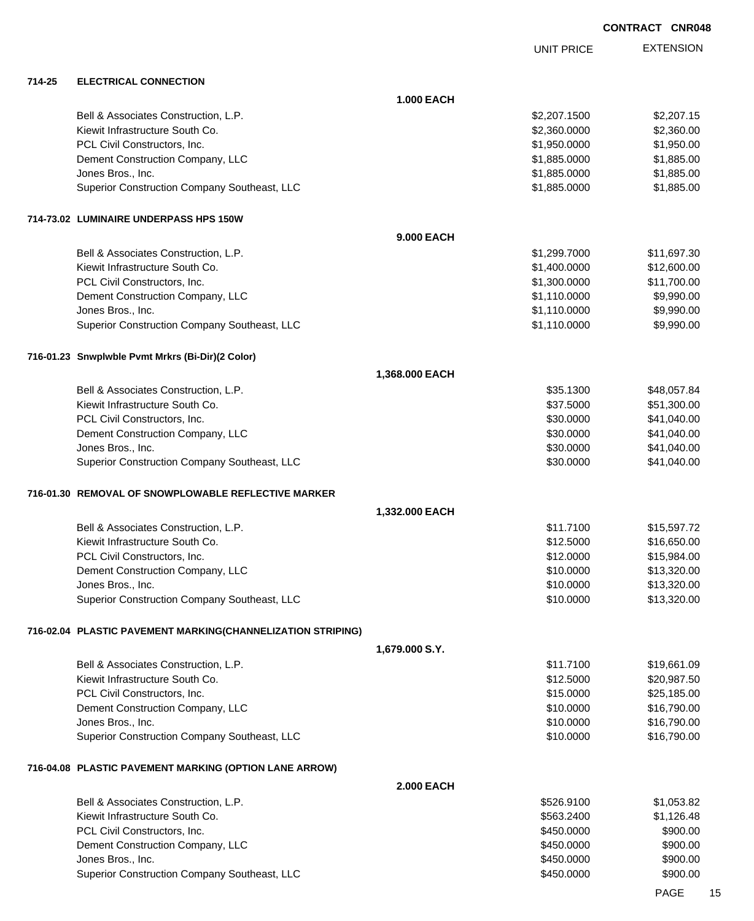**CONTRACT CNR048**

| | | | UNIT PRICE | EXTENSION |
|---|---|---|---|---|
| **714-25** | **ELECTRICAL CONNECTION** | | | |
| | | **1.000 EACH** | | |
| | Bell & Associates Construction, L.P. | | $2,207.1500 | $2,207.15 |
| | Kiewit Infrastructure South Co. | | $2,360.0000 | $2,360.00 |
| | PCL Civil Constructors, Inc. | | $1,950.0000 | $1,950.00 |
| | Dement Construction Company, LLC | | $1,885.0000 | $1,885.00 |
| | Jones Bros., Inc. | | $1,885.0000 | $1,885.00 |
| | Superior Construction Company Southeast, LLC | | $1,885.0000 | $1,885.00 |
| **714-73.02** | **LUMINAIRE UNDERPASS HPS 150W** | | | |
| | | **9.000 EACH** | | |
| | Bell & Associates Construction, L.P. | | $1,299.7000 | $11,697.30 |
| | Kiewit Infrastructure South Co. | | $1,400.0000 | $12,600.00 |
| | PCL Civil Constructors, Inc. | | $1,300.0000 | $11,700.00 |
| | Dement Construction Company, LLC | | $1,110.0000 | $9,990.00 |
| | Jones Bros., Inc. | | $1,110.0000 | $9,990.00 |
| | Superior Construction Company Southeast, LLC | | $1,110.0000 | $9,990.00 |
| **716-01.23** | **Snwplwble Pvmt Mrkrs (Bi-Dir)(2 Color)** | | | |
| | | **1,368.000 EACH** | | |
| | Bell & Associates Construction, L.P. | | $35.1300 | $48,057.84 |
| | Kiewit Infrastructure South Co. | | $37.5000 | $51,300.00 |
| | PCL Civil Constructors, Inc. | | $30.0000 | $41,040.00 |
| | Dement Construction Company, LLC | | $30.0000 | $41,040.00 |
| | Jones Bros., Inc. | | $30.0000 | $41,040.00 |
| | Superior Construction Company Southeast, LLC | | $30.0000 | $41,040.00 |
| **716-01.30** | **REMOVAL OF SNOWPLOWABLE REFLECTIVE MARKER** | | | |
| | | **1,332.000 EACH** | | |
| | Bell & Associates Construction, L.P. | | $11.7100 | $15,597.72 |
| | Kiewit Infrastructure South Co. | | $12.5000 | $16,650.00 |
| | PCL Civil Constructors, Inc. | | $12.0000 | $15,984.00 |
| | Dement Construction Company, LLC | | $10.0000 | $13,320.00 |
| | Jones Bros., Inc. | | $10.0000 | $13,320.00 |
| | Superior Construction Company Southeast, LLC | | $10.0000 | $13,320.00 |
| **716-02.04** | **PLASTIC PAVEMENT MARKING(CHANNELIZATION STRIPING)** | | | |
| | | **1,679.000 S.Y.** | | |
| | Bell & Associates Construction, L.P. | | $11.7100 | $19,661.09 |
| | Kiewit Infrastructure South Co. | | $12.5000 | $20,987.50 |
| | PCL Civil Constructors, Inc. | | $15.0000 | $25,185.00 |
| | Dement Construction Company, LLC | | $10.0000 | $16,790.00 |
| | Jones Bros., Inc. | | $10.0000 | $16,790.00 |
| | Superior Construction Company Southeast, LLC | | $10.0000 | $16,790.00 |
| **716-04.08** | **PLASTIC PAVEMENT MARKING (OPTION LANE ARROW)** | | | |
| | | **2.000 EACH** | | |
| | Bell & Associates Construction, L.P. | | $526.9100 | $1,053.82 |
| | Kiewit Infrastructure South Co. | | $563.2400 | $1,126.48 |
| | PCL Civil Constructors, Inc. | | $450.0000 | $900.00 |
| | Dement Construction Company, LLC | | $450.0000 | $900.00 |
| | Jones Bros., Inc. | | $450.0000 | $900.00 |
| | Superior Construction Company Southeast, LLC | | $450.0000 | $900.00 |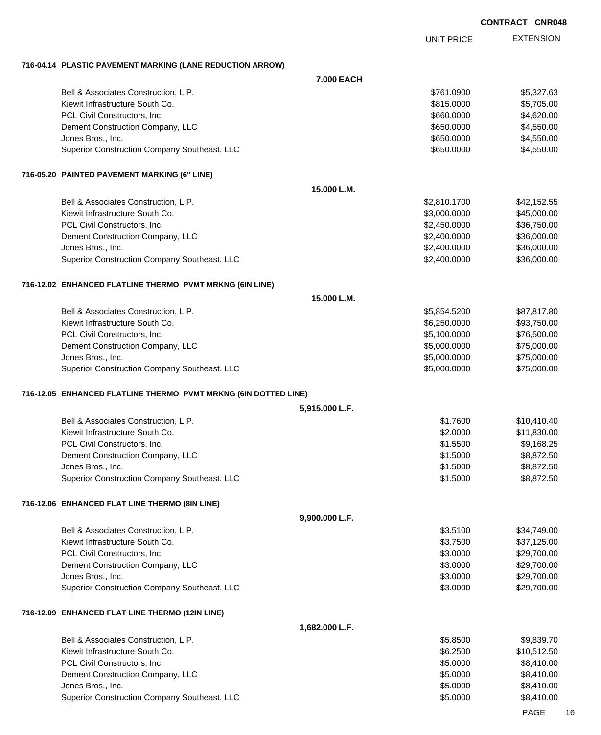**CONTRACT CNR048**

| | UNIT PRICE | EXTENSION |
|---|---|---|
| **716-04.14 PLASTIC PAVEMENT MARKING (LANE REDUCTION ARROW)** | | |
| **7.000 EACH** | | |
| Bell & Associates Construction, L.P. | $761.0900 | $5,327.63 |
| Kiewit Infrastructure South Co. | $815.0000 | $5,705.00 |
| PCL Civil Constructors, Inc. | $660.0000 | $4,620.00 |
| Dement Construction Company, LLC | $650.0000 | $4,550.00 |
| Jones Bros., Inc. | $650.0000 | $4,550.00 |
| Superior Construction Company Southeast, LLC | $650.0000 | $4,550.00 |
| **716-05.20 PAINTED PAVEMENT MARKING (6" LINE)** | | |
| **15.000 L.M.** | | |
| Bell & Associates Construction, L.P. | $2,810.1700 | $42,152.55 |
| Kiewit Infrastructure South Co. | $3,000.0000 | $45,000.00 |
| PCL Civil Constructors, Inc. | $2,450.0000 | $36,750.00 |
| Dement Construction Company, LLC | $2,400.0000 | $36,000.00 |
| Jones Bros., Inc. | $2,400.0000 | $36,000.00 |
| Superior Construction Company Southeast, LLC | $2,400.0000 | $36,000.00 |
| **716-12.02 ENHANCED FLATLINE THERMO PVMT MRKNG (6IN LINE)** | | |
| **15.000 L.M.** | | |
| Bell & Associates Construction, L.P. | $5,854.5200 | $87,817.80 |
| Kiewit Infrastructure South Co. | $6,250.0000 | $93,750.00 |
| PCL Civil Constructors, Inc. | $5,100.0000 | $76,500.00 |
| Dement Construction Company, LLC | $5,000.0000 | $75,000.00 |
| Jones Bros., Inc. | $5,000.0000 | $75,000.00 |
| Superior Construction Company Southeast, LLC | $5,000.0000 | $75,000.00 |
| **716-12.05 ENHANCED FLATLINE THERMO PVMT MRKNG (6IN DOTTED LINE)** | | |
| **5,915.000 L.F.** | | |
| Bell & Associates Construction, L.P. | $1.7600 | $10,410.40 |
| Kiewit Infrastructure South Co. | $2.0000 | $11,830.00 |
| PCL Civil Constructors, Inc. | $1.5500 | $9,168.25 |
| Dement Construction Company, LLC | $1.5000 | $8,872.50 |
| Jones Bros., Inc. | $1.5000 | $8,872.50 |
| Superior Construction Company Southeast, LLC | $1.5000 | $8,872.50 |
| **716-12.06 ENHANCED FLAT LINE THERMO (8IN LINE)** | | |
| **9,900.000 L.F.** | | |
| Bell & Associates Construction, L.P. | $3.5100 | $34,749.00 |
| Kiewit Infrastructure South Co. | $3.7500 | $37,125.00 |
| PCL Civil Constructors, Inc. | $3.0000 | $29,700.00 |
| Dement Construction Company, LLC | $3.0000 | $29,700.00 |
| Jones Bros., Inc. | $3.0000 | $29,700.00 |
| Superior Construction Company Southeast, LLC | $3.0000 | $29,700.00 |
| **716-12.09 ENHANCED FLAT LINE THERMO (12IN LINE)** | | |
| **1,682.000 L.F.** | | |
| Bell & Associates Construction, L.P. | $5.8500 | $9,839.70 |
| Kiewit Infrastructure South Co. | $6.2500 | $10,512.50 |
| PCL Civil Constructors, Inc. | $5.0000 | $8,410.00 |
| Dement Construction Company, LLC | $5.0000 | $8,410.00 |
| Jones Bros., Inc. | $5.0000 | $8,410.00 |
| Superior Construction Company Southeast, LLC | $5.0000 | $8,410.00 |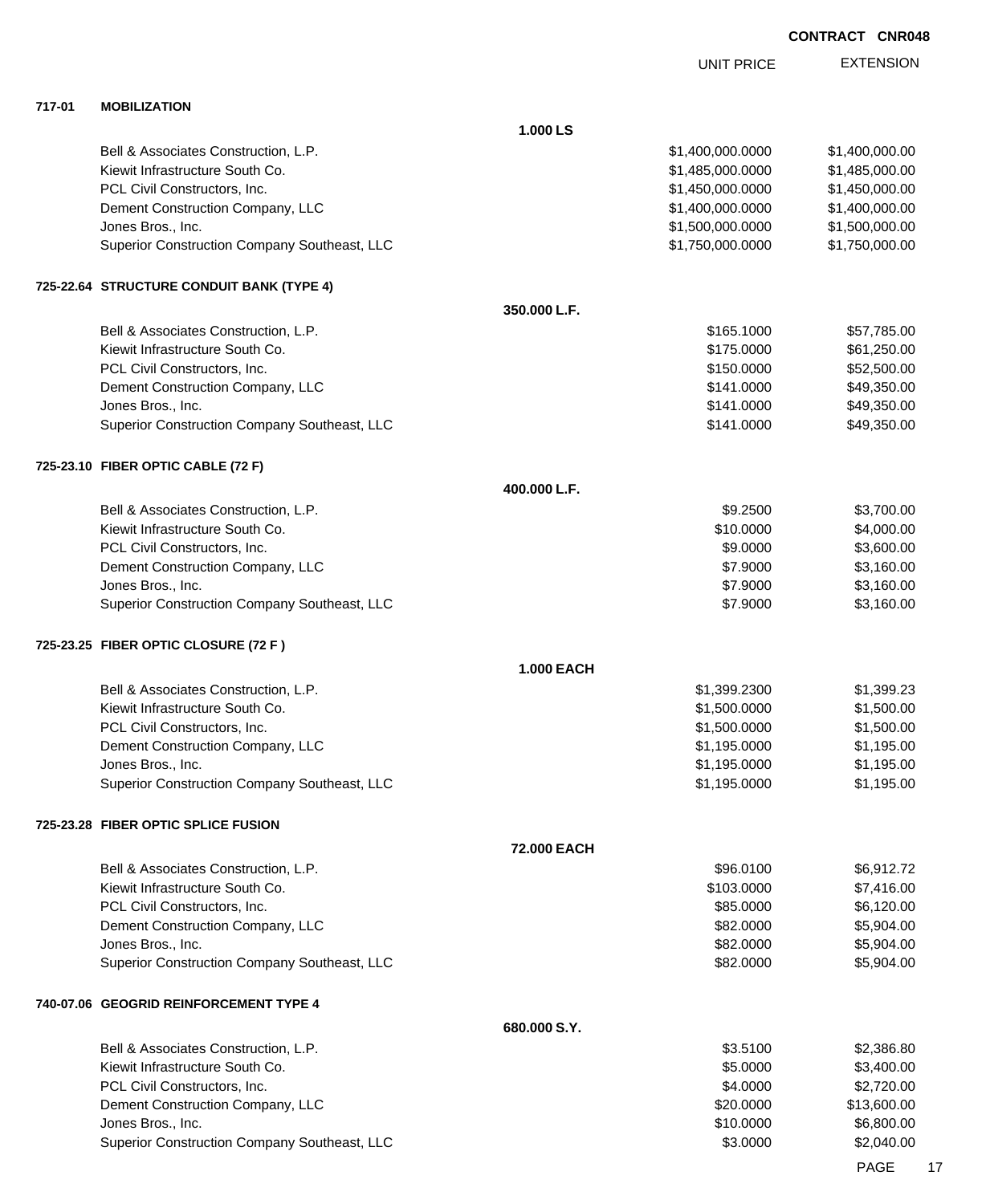**CONTRACT CNR048**

| | | UNIT PRICE | EXTENSION |
|---|---|---|---|
| **717-01** | **MOBILIZATION** | | |
| | **1.000 LS** | | |
| | Bell & Associates Construction, L.P. | $1,400,000.0000 | $1,400,000.00 |
| | Kiewit Infrastructure South Co. | $1,485,000.0000 | $1,485,000.00 |
| | PCL Civil Constructors, Inc. | $1,450,000.0000 | $1,450,000.00 |
| | Dement Construction Company, LLC | $1,400,000.0000 | $1,400,000.00 |
| | Jones Bros., Inc. | $1,500,000.0000 | $1,500,000.00 |
| | Superior Construction Company Southeast, LLC | $1,750,000.0000 | $1,750,000.00 |
| **725-22.64** | **STRUCTURE CONDUIT BANK (TYPE 4)** | | |
| | **350.000 L.F.** | | |
| | Bell & Associates Construction, L.P. | $165.1000 | $57,785.00 |
| | Kiewit Infrastructure South Co. | $175.0000 | $61,250.00 |
| | PCL Civil Constructors, Inc. | $150.0000 | $52,500.00 |
| | Dement Construction Company, LLC | $141.0000 | $49,350.00 |
| | Jones Bros., Inc. | $141.0000 | $49,350.00 |
| | Superior Construction Company Southeast, LLC | $141.0000 | $49,350.00 |
| **725-23.10** | **FIBER OPTIC CABLE (72 F)** | | |
| | **400.000 L.F.** | | |
| | Bell & Associates Construction, L.P. | $9.2500 | $3,700.00 |
| | Kiewit Infrastructure South Co. | $10.0000 | $4,000.00 |
| | PCL Civil Constructors, Inc. | $9.0000 | $3,600.00 |
| | Dement Construction Company, LLC | $7.9000 | $3,160.00 |
| | Jones Bros., Inc. | $7.9000 | $3,160.00 |
| | Superior Construction Company Southeast, LLC | $7.9000 | $3,160.00 |
| **725-23.25** | **FIBER OPTIC CLOSURE (72 F )** | | |
| | **1.000 EACH** | | |
| | Bell & Associates Construction, L.P. | $1,399.2300 | $1,399.23 |
| | Kiewit Infrastructure South Co. | $1,500.0000 | $1,500.00 |
| | PCL Civil Constructors, Inc. | $1,500.0000 | $1,500.00 |
| | Dement Construction Company, LLC | $1,195.0000 | $1,195.00 |
| | Jones Bros., Inc. | $1,195.0000 | $1,195.00 |
| | Superior Construction Company Southeast, LLC | $1,195.0000 | $1,195.00 |
| **725-23.28** | **FIBER OPTIC SPLICE FUSION** | | |
| | **72.000 EACH** | | |
| | Bell & Associates Construction, L.P. | $96.0100 | $6,912.72 |
| | Kiewit Infrastructure South Co. | $103.0000 | $7,416.00 |
| | PCL Civil Constructors, Inc. | $85.0000 | $6,120.00 |
| | Dement Construction Company, LLC | $82.0000 | $5,904.00 |
| | Jones Bros., Inc. | $82.0000 | $5,904.00 |
| | Superior Construction Company Southeast, LLC | $82.0000 | $5,904.00 |
| **740-07.06** | **GEOGRID REINFORCEMENT TYPE 4** | | |
| | **680.000 S.Y.** | | |
| | Bell & Associates Construction, L.P. | $3.5100 | $2,386.80 |
| | Kiewit Infrastructure South Co. | $5.0000 | $3,400.00 |
| | PCL Civil Constructors, Inc. | $4.0000 | $2,720.00 |
| | Dement Construction Company, LLC | $20.0000 | $13,600.00 |
| | Jones Bros., Inc. | $10.0000 | $6,800.00 |
| | Superior Construction Company Southeast, LLC | $3.0000 | $2,040.00 |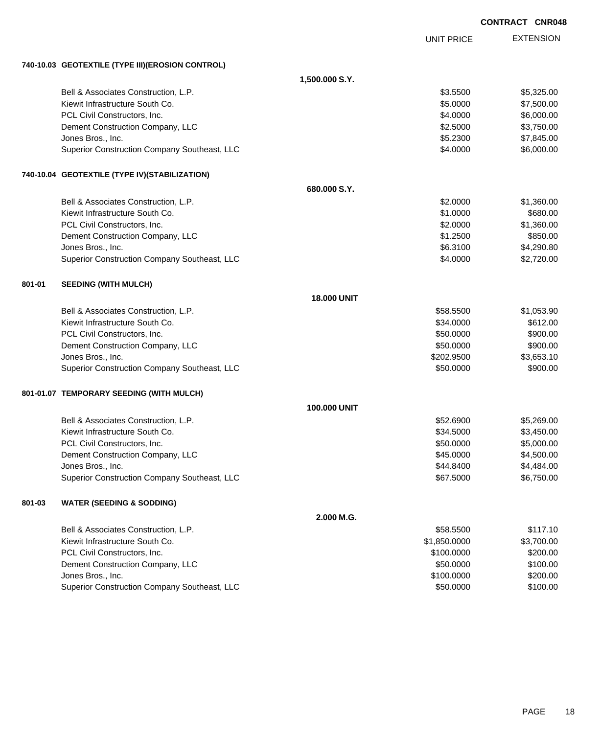**CONTRACT CNR048**

| | UNIT PRICE | EXTENSION |
|---|---|---|
| **740-10.03 GEOTEXTILE (TYPE III)(EROSION CONTROL)** | | |
| **1,500.000 S.Y.** | | |
| Bell & Associates Construction, L.P. | $3.5500 | $5,325.00 |
| Kiewit Infrastructure South Co. | $5.0000 | $7,500.00 |
| PCL Civil Constructors, Inc. | $4.0000 | $6,000.00 |
| Dement Construction Company, LLC | $2.5000 | $3,750.00 |
| Jones Bros., Inc. | $5.2300 | $7,845.00 |
| Superior Construction Company Southeast, LLC | $4.0000 | $6,000.00 |
| **740-10.04 GEOTEXTILE (TYPE IV)(STABILIZATION)** | | |
| **680.000 S.Y.** | | |
| Bell & Associates Construction, L.P. | $2.0000 | $1,360.00 |
| Kiewit Infrastructure South Co. | $1.0000 | $680.00 |
| PCL Civil Constructors, Inc. | $2.0000 | $1,360.00 |
| Dement Construction Company, LLC | $1.2500 | $850.00 |
| Jones Bros., Inc. | $6.3100 | $4,290.80 |
| Superior Construction Company Southeast, LLC | $4.0000 | $2,720.00 |
| **801-01 SEEDING (WITH MULCH)** | | |
| **18.000 UNIT** | | |
| Bell & Associates Construction, L.P. | $58.5500 | $1,053.90 |
| Kiewit Infrastructure South Co. | $34.0000 | $612.00 |
| PCL Civil Constructors, Inc. | $50.0000 | $900.00 |
| Dement Construction Company, LLC | $50.0000 | $900.00 |
| Jones Bros., Inc. | $202.9500 | $3,653.10 |
| Superior Construction Company Southeast, LLC | $50.0000 | $900.00 |
| **801-01.07 TEMPORARY SEEDING (WITH MULCH)** | | |
| **100.000 UNIT** | | |
| Bell & Associates Construction, L.P. | $52.6900 | $5,269.00 |
| Kiewit Infrastructure South Co. | $34.5000 | $3,450.00 |
| PCL Civil Constructors, Inc. | $50.0000 | $5,000.00 |
| Dement Construction Company, LLC | $45.0000 | $4,500.00 |
| Jones Bros., Inc. | $44.8400 | $4,484.00 |
| Superior Construction Company Southeast, LLC | $67.5000 | $6,750.00 |
| **801-03 WATER (SEEDING & SODDING)** | | |
| **2.000 M.G.** | | |
| Bell & Associates Construction, L.P. | $58.5500 | $117.10 |
| Kiewit Infrastructure South Co. | $1,850.0000 | $3,700.00 |
| PCL Civil Constructors, Inc. | $100.0000 | $200.00 |
| Dement Construction Company, LLC | $50.0000 | $100.00 |
| Jones Bros., Inc. | $100.0000 | $200.00 |
| Superior Construction Company Southeast, LLC | $50.0000 | $100.00 |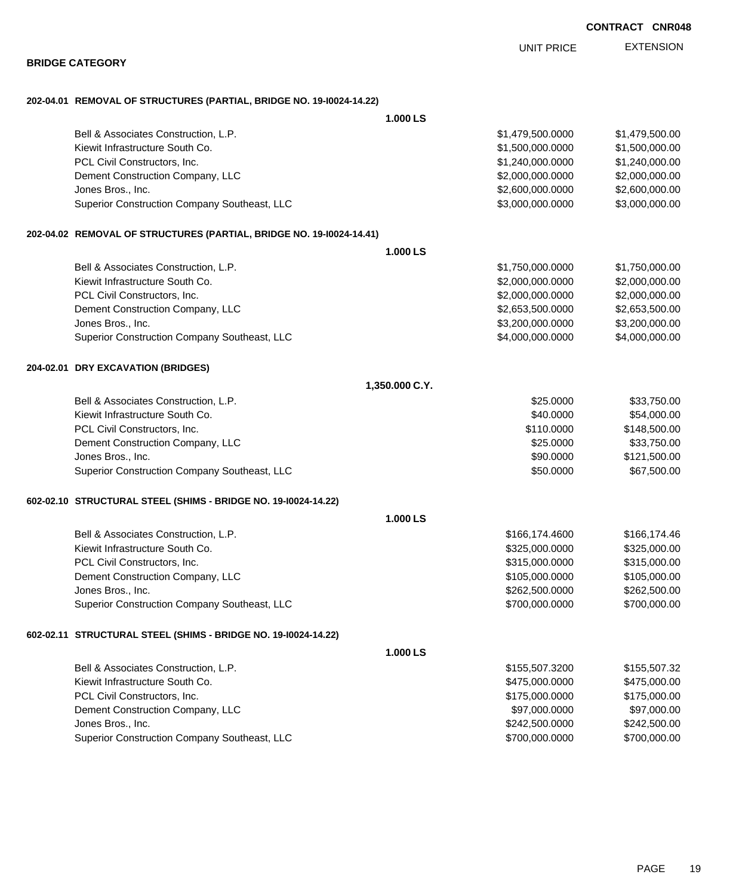**CONTRACT CNR048**

## BRIDGE CATEGORY

### 202-04.01 REMOVAL OF STRUCTURES (PARTIAL, BRIDGE NO. 19-I0024-14.22)

**1.000 LS**

| Bidder | UNIT PRICE | EXTENSION |
|---|---|---|
| Bell & Associates Construction, L.P. | $1,479,500.0000 | $1,479,500.00 |
| Kiewit Infrastructure South Co. | $1,500,000.0000 | $1,500,000.00 |
| PCL Civil Constructors, Inc. | $1,240,000.0000 | $1,240,000.00 |
| Dement Construction Company, LLC | $2,000,000.0000 | $2,000,000.00 |
| Jones Bros., Inc. | $2,600,000.0000 | $2,600,000.00 |
| Superior Construction Company Southeast, LLC | $3,000,000.0000 | $3,000,000.00 |

### 202-04.02 REMOVAL OF STRUCTURES (PARTIAL, BRIDGE NO. 19-I0024-14.41)

**1.000 LS**

| Bidder | UNIT PRICE | EXTENSION |
|---|---|---|
| Bell & Associates Construction, L.P. | $1,750,000.0000 | $1,750,000.00 |
| Kiewit Infrastructure South Co. | $2,000,000.0000 | $2,000,000.00 |
| PCL Civil Constructors, Inc. | $2,000,000.0000 | $2,000,000.00 |
| Dement Construction Company, LLC | $2,653,500.0000 | $2,653,500.00 |
| Jones Bros., Inc. | $3,200,000.0000 | $3,200,000.00 |
| Superior Construction Company Southeast, LLC | $4,000,000.0000 | $4,000,000.00 |

### 204-02.01 DRY EXCAVATION (BRIDGES)

**1,350.000 C.Y.**

| Bidder | UNIT PRICE | EXTENSION |
|---|---|---|
| Bell & Associates Construction, L.P. | $25.0000 | $33,750.00 |
| Kiewit Infrastructure South Co. | $40.0000 | $54,000.00 |
| PCL Civil Constructors, Inc. | $110.0000 | $148,500.00 |
| Dement Construction Company, LLC | $25.0000 | $33,750.00 |
| Jones Bros., Inc. | $90.0000 | $121,500.00 |
| Superior Construction Company Southeast, LLC | $50.0000 | $67,500.00 |

### 602-02.10 STRUCTURAL STEEL (SHIMS - BRIDGE NO. 19-I0024-14.22)

**1.000 LS**

| Bidder | UNIT PRICE | EXTENSION |
|---|---|---|
| Bell & Associates Construction, L.P. | $166,174.4600 | $166,174.46 |
| Kiewit Infrastructure South Co. | $325,000.0000 | $325,000.00 |
| PCL Civil Constructors, Inc. | $315,000.0000 | $315,000.00 |
| Dement Construction Company, LLC | $105,000.0000 | $105,000.00 |
| Jones Bros., Inc. | $262,500.0000 | $262,500.00 |
| Superior Construction Company Southeast, LLC | $700,000.0000 | $700,000.00 |

### 602-02.11 STRUCTURAL STEEL (SHIMS - BRIDGE NO. 19-I0024-14.22)

**1.000 LS**

| Bidder | UNIT PRICE | EXTENSION |
|---|---|---|
| Bell & Associates Construction, L.P. | $155,507.3200 | $155,507.32 |
| Kiewit Infrastructure South Co. | $475,000.0000 | $475,000.00 |
| PCL Civil Constructors, Inc. | $175,000.0000 | $175,000.00 |
| Dement Construction Company, LLC | $97,000.0000 | $97,000.00 |
| Jones Bros., Inc. | $242,500.0000 | $242,500.00 |
| Superior Construction Company Southeast, LLC | $700,000.0000 | $700,000.00 |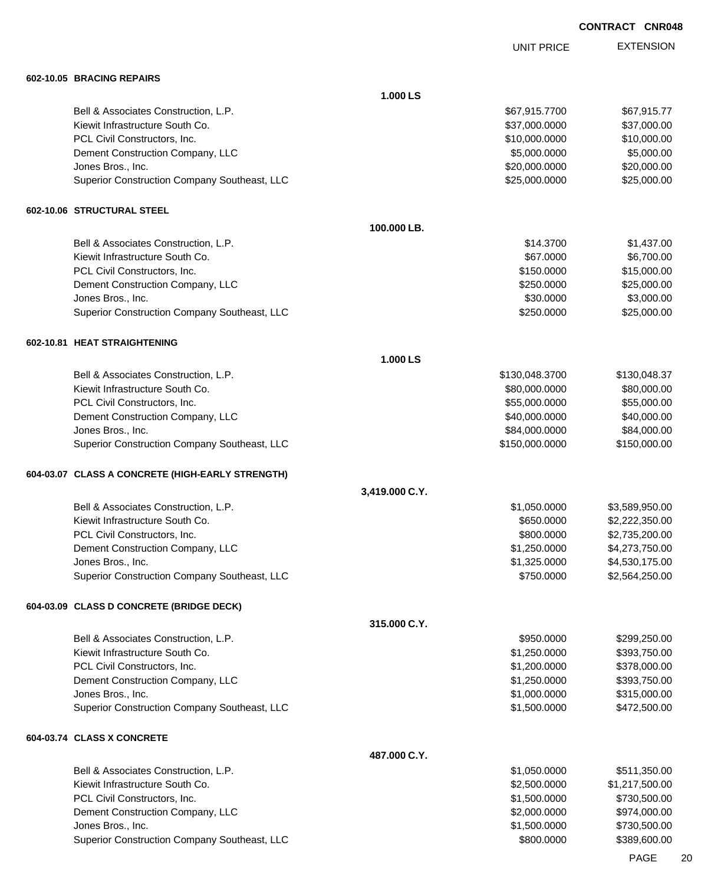**CONTRACT CNR048**

| | | UNIT PRICE | EXTENSION |
|---|---|---|---|
| **602-10.05 BRACING REPAIRS** | | | |
| | **1.000 LS** | | |
| Bell & Associates Construction, L.P. | | $67,915.7700 | $67,915.77 |
| Kiewit Infrastructure South Co. | | $37,000.0000 | $37,000.00 |
| PCL Civil Constructors, Inc. | | $10,000.0000 | $10,000.00 |
| Dement Construction Company, LLC | | $5,000.0000 | $5,000.00 |
| Jones Bros., Inc. | | $20,000.0000 | $20,000.00 |
| Superior Construction Company Southeast, LLC | | $25,000.0000 | $25,000.00 |
| **602-10.06 STRUCTURAL STEEL** | | | |
| | **100.000 LB.** | | |
| Bell & Associates Construction, L.P. | | $14.3700 | $1,437.00 |
| Kiewit Infrastructure South Co. | | $67.0000 | $6,700.00 |
| PCL Civil Constructors, Inc. | | $150.0000 | $15,000.00 |
| Dement Construction Company, LLC | | $250.0000 | $25,000.00 |
| Jones Bros., Inc. | | $30.0000 | $3,000.00 |
| Superior Construction Company Southeast, LLC | | $250.0000 | $25,000.00 |
| **602-10.81 HEAT STRAIGHTENING** | | | |
| | **1.000 LS** | | |
| Bell & Associates Construction, L.P. | | $130,048.3700 | $130,048.37 |
| Kiewit Infrastructure South Co. | | $80,000.0000 | $80,000.00 |
| PCL Civil Constructors, Inc. | | $55,000.0000 | $55,000.00 |
| Dement Construction Company, LLC | | $40,000.0000 | $40,000.00 |
| Jones Bros., Inc. | | $84,000.0000 | $84,000.00 |
| Superior Construction Company Southeast, LLC | | $150,000.0000 | $150,000.00 |
| **604-03.07 CLASS A CONCRETE (HIGH-EARLY STRENGTH)** | | | |
| | **3,419.000 C.Y.** | | |
| Bell & Associates Construction, L.P. | | $1,050.0000 | $3,589,950.00 |
| Kiewit Infrastructure South Co. | | $650.0000 | $2,222,350.00 |
| PCL Civil Constructors, Inc. | | $800.0000 | $2,735,200.00 |
| Dement Construction Company, LLC | | $1,250.0000 | $4,273,750.00 |
| Jones Bros., Inc. | | $1,325.0000 | $4,530,175.00 |
| Superior Construction Company Southeast, LLC | | $750.0000 | $2,564,250.00 |
| **604-03.09 CLASS D CONCRETE (BRIDGE DECK)** | | | |
| | **315.000 C.Y.** | | |
| Bell & Associates Construction, L.P. | | $950.0000 | $299,250.00 |
| Kiewit Infrastructure South Co. | | $1,250.0000 | $393,750.00 |
| PCL Civil Constructors, Inc. | | $1,200.0000 | $378,000.00 |
| Dement Construction Company, LLC | | $1,250.0000 | $393,750.00 |
| Jones Bros., Inc. | | $1,000.0000 | $315,000.00 |
| Superior Construction Company Southeast, LLC | | $1,500.0000 | $472,500.00 |
| **604-03.74 CLASS X CONCRETE** | | | |
| | **487.000 C.Y.** | | |
| Bell & Associates Construction, L.P. | | $1,050.0000 | $511,350.00 |
| Kiewit Infrastructure South Co. | | $2,500.0000 | $1,217,500.00 |
| PCL Civil Constructors, Inc. | | $1,500.0000 | $730,500.00 |
| Dement Construction Company, LLC | | $2,000.0000 | $974,000.00 |
| Jones Bros., Inc. | | $1,500.0000 | $730,500.00 |
| Superior Construction Company Southeast, LLC | | $800.0000 | $389,600.00 |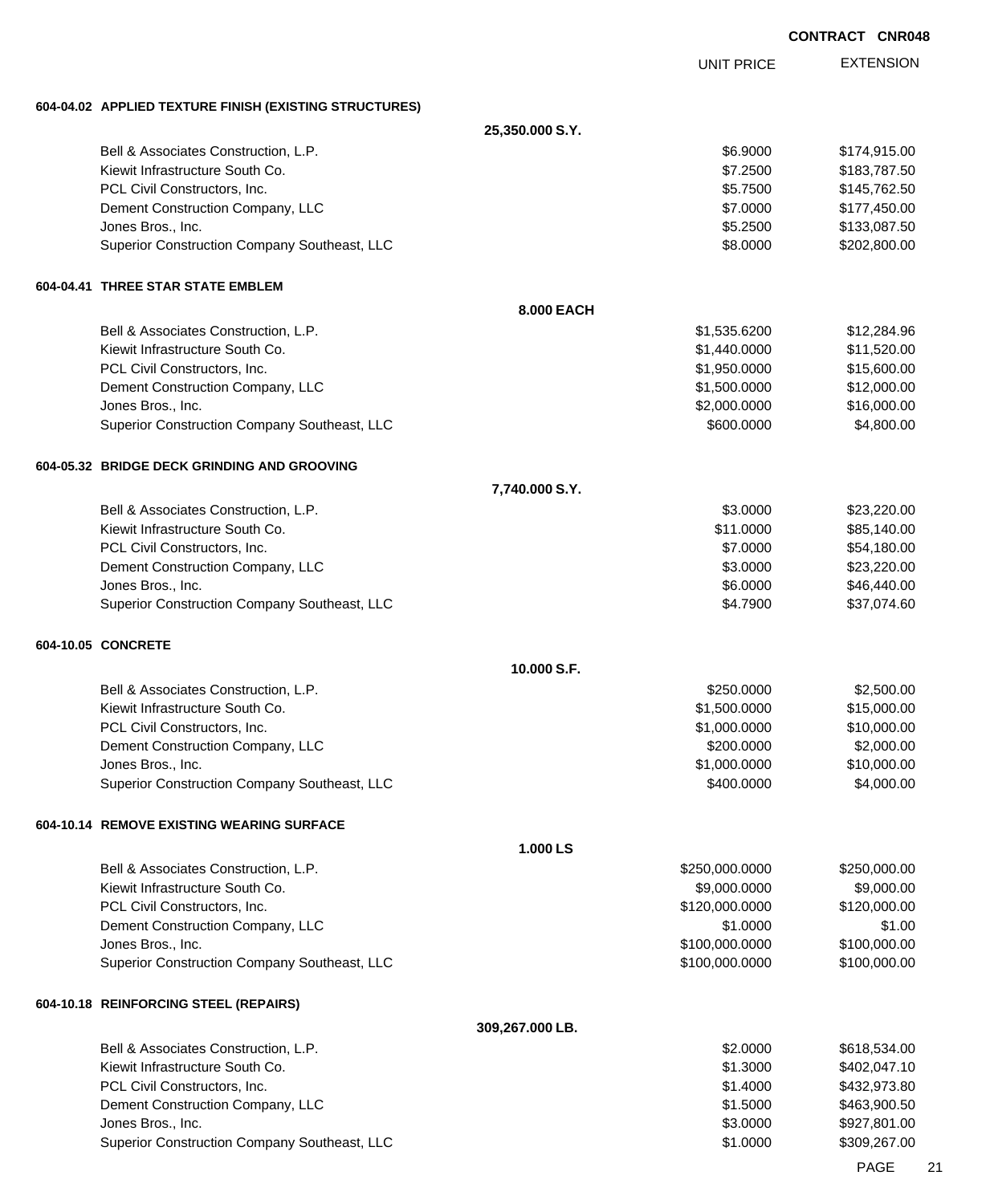**CONTRACT CNR048**

| | | UNIT PRICE | EXTENSION |
|---|---|---|---|
| **604-04.02 APPLIED TEXTURE FINISH (EXISTING STRUCTURES)** | | | |
| | **25,350.000 S.Y.** | | |
| Bell & Associates Construction, L.P. | | $6.9000 | $174,915.00 |
| Kiewit Infrastructure South Co. | | $7.2500 | $183,787.50 |
| PCL Civil Constructors, Inc. | | $5.7500 | $145,762.50 |
| Dement Construction Company, LLC | | $7.0000 | $177,450.00 |
| Jones Bros., Inc. | | $5.2500 | $133,087.50 |
| Superior Construction Company Southeast, LLC | | $8.0000 | $202,800.00 |
| **604-04.41 THREE STAR STATE EMBLEM** | | | |
| | **8.000 EACH** | | |
| Bell & Associates Construction, L.P. | | $1,535.6200 | $12,284.96 |
| Kiewit Infrastructure South Co. | | $1,440.0000 | $11,520.00 |
| PCL Civil Constructors, Inc. | | $1,950.0000 | $15,600.00 |
| Dement Construction Company, LLC | | $1,500.0000 | $12,000.00 |
| Jones Bros., Inc. | | $2,000.0000 | $16,000.00 |
| Superior Construction Company Southeast, LLC | | $600.0000 | $4,800.00 |
| **604-05.32 BRIDGE DECK GRINDING AND GROOVING** | | | |
| | **7,740.000 S.Y.** | | |
| Bell & Associates Construction, L.P. | | $3.0000 | $23,220.00 |
| Kiewit Infrastructure South Co. | | $11.0000 | $85,140.00 |
| PCL Civil Constructors, Inc. | | $7.0000 | $54,180.00 |
| Dement Construction Company, LLC | | $3.0000 | $23,220.00 |
| Jones Bros., Inc. | | $6.0000 | $46,440.00 |
| Superior Construction Company Southeast, LLC | | $4.7900 | $37,074.60 |
| **604-10.05 CONCRETE** | | | |
| | **10.000 S.F.** | | |
| Bell & Associates Construction, L.P. | | $250.0000 | $2,500.00 |
| Kiewit Infrastructure South Co. | | $1,500.0000 | $15,000.00 |
| PCL Civil Constructors, Inc. | | $1,000.0000 | $10,000.00 |
| Dement Construction Company, LLC | | $200.0000 | $2,000.00 |
| Jones Bros., Inc. | | $1,000.0000 | $10,000.00 |
| Superior Construction Company Southeast, LLC | | $400.0000 | $4,000.00 |
| **604-10.14 REMOVE EXISTING WEARING SURFACE** | | | |
| | **1.000 LS** | | |
| Bell & Associates Construction, L.P. | | $250,000.0000 | $250,000.00 |
| Kiewit Infrastructure South Co. | | $9,000.0000 | $9,000.00 |
| PCL Civil Constructors, Inc. | | $120,000.0000 | $120,000.00 |
| Dement Construction Company, LLC | | $1.0000 | $1.00 |
| Jones Bros., Inc. | | $100,000.0000 | $100,000.00 |
| Superior Construction Company Southeast, LLC | | $100,000.0000 | $100,000.00 |
| **604-10.18 REINFORCING STEEL (REPAIRS)** | | | |
| | **309,267.000 LB.** | | |
| Bell & Associates Construction, L.P. | | $2.0000 | $618,534.00 |
| Kiewit Infrastructure South Co. | | $1.3000 | $402,047.10 |
| PCL Civil Constructors, Inc. | | $1.4000 | $432,973.80 |
| Dement Construction Company, LLC | | $1.5000 | $463,900.50 |
| Jones Bros., Inc. | | $3.0000 | $927,801.00 |
| Superior Construction Company Southeast, LLC | | $1.0000 | $309,267.00 |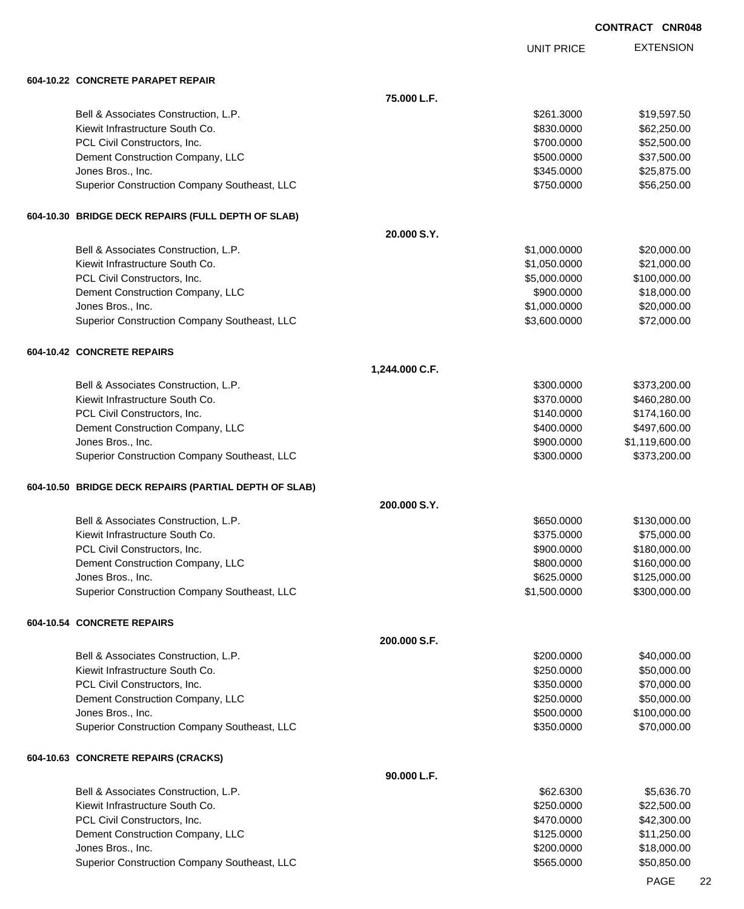**CONTRACT CNR048**

| | | UNIT PRICE | EXTENSION |
|---|---|---|---|
| **604-10.22 CONCRETE PARAPET REPAIR** | | | |
| | **75.000 L.F.** | | |
| Bell & Associates Construction, L.P. | | $261.3000 | $19,597.50 |
| Kiewit Infrastructure South Co. | | $830.0000 | $62,250.00 |
| PCL Civil Constructors, Inc. | | $700.0000 | $52,500.00 |
| Dement Construction Company, LLC | | $500.0000 | $37,500.00 |
| Jones Bros., Inc. | | $345.0000 | $25,875.00 |
| Superior Construction Company Southeast, LLC | | $750.0000 | $56,250.00 |
| **604-10.30 BRIDGE DECK REPAIRS (FULL DEPTH OF SLAB)** | | | |
| | **20.000 S.Y.** | | |
| Bell & Associates Construction, L.P. | | $1,000.0000 | $20,000.00 |
| Kiewit Infrastructure South Co. | | $1,050.0000 | $21,000.00 |
| PCL Civil Constructors, Inc. | | $5,000.0000 | $100,000.00 |
| Dement Construction Company, LLC | | $900.0000 | $18,000.00 |
| Jones Bros., Inc. | | $1,000.0000 | $20,000.00 |
| Superior Construction Company Southeast, LLC | | $3,600.0000 | $72,000.00 |
| **604-10.42 CONCRETE REPAIRS** | | | |
| | **1,244.000 C.F.** | | |
| Bell & Associates Construction, L.P. | | $300.0000 | $373,200.00 |
| Kiewit Infrastructure South Co. | | $370.0000 | $460,280.00 |
| PCL Civil Constructors, Inc. | | $140.0000 | $174,160.00 |
| Dement Construction Company, LLC | | $400.0000 | $497,600.00 |
| Jones Bros., Inc. | | $900.0000 | $1,119,600.00 |
| Superior Construction Company Southeast, LLC | | $300.0000 | $373,200.00 |
| **604-10.50 BRIDGE DECK REPAIRS (PARTIAL DEPTH OF SLAB)** | | | |
| | **200.000 S.Y.** | | |
| Bell & Associates Construction, L.P. | | $650.0000 | $130,000.00 |
| Kiewit Infrastructure South Co. | | $375.0000 | $75,000.00 |
| PCL Civil Constructors, Inc. | | $900.0000 | $180,000.00 |
| Dement Construction Company, LLC | | $800.0000 | $160,000.00 |
| Jones Bros., Inc. | | $625.0000 | $125,000.00 |
| Superior Construction Company Southeast, LLC | | $1,500.0000 | $300,000.00 |
| **604-10.54 CONCRETE REPAIRS** | | | |
| | **200.000 S.F.** | | |
| Bell & Associates Construction, L.P. | | $200.0000 | $40,000.00 |
| Kiewit Infrastructure South Co. | | $250.0000 | $50,000.00 |
| PCL Civil Constructors, Inc. | | $350.0000 | $70,000.00 |
| Dement Construction Company, LLC | | $250.0000 | $50,000.00 |
| Jones Bros., Inc. | | $500.0000 | $100,000.00 |
| Superior Construction Company Southeast, LLC | | $350.0000 | $70,000.00 |
| **604-10.63 CONCRETE REPAIRS (CRACKS)** | | | |
| | **90.000 L.F.** | | |
| Bell & Associates Construction, L.P. | | $62.6300 | $5,636.70 |
| Kiewit Infrastructure South Co. | | $250.0000 | $22,500.00 |
| PCL Civil Constructors, Inc. | | $470.0000 | $42,300.00 |
| Dement Construction Company, LLC | | $125.0000 | $11,250.00 |
| Jones Bros., Inc. | | $200.0000 | $18,000.00 |
| Superior Construction Company Southeast, LLC | | $565.0000 | $50,850.00 |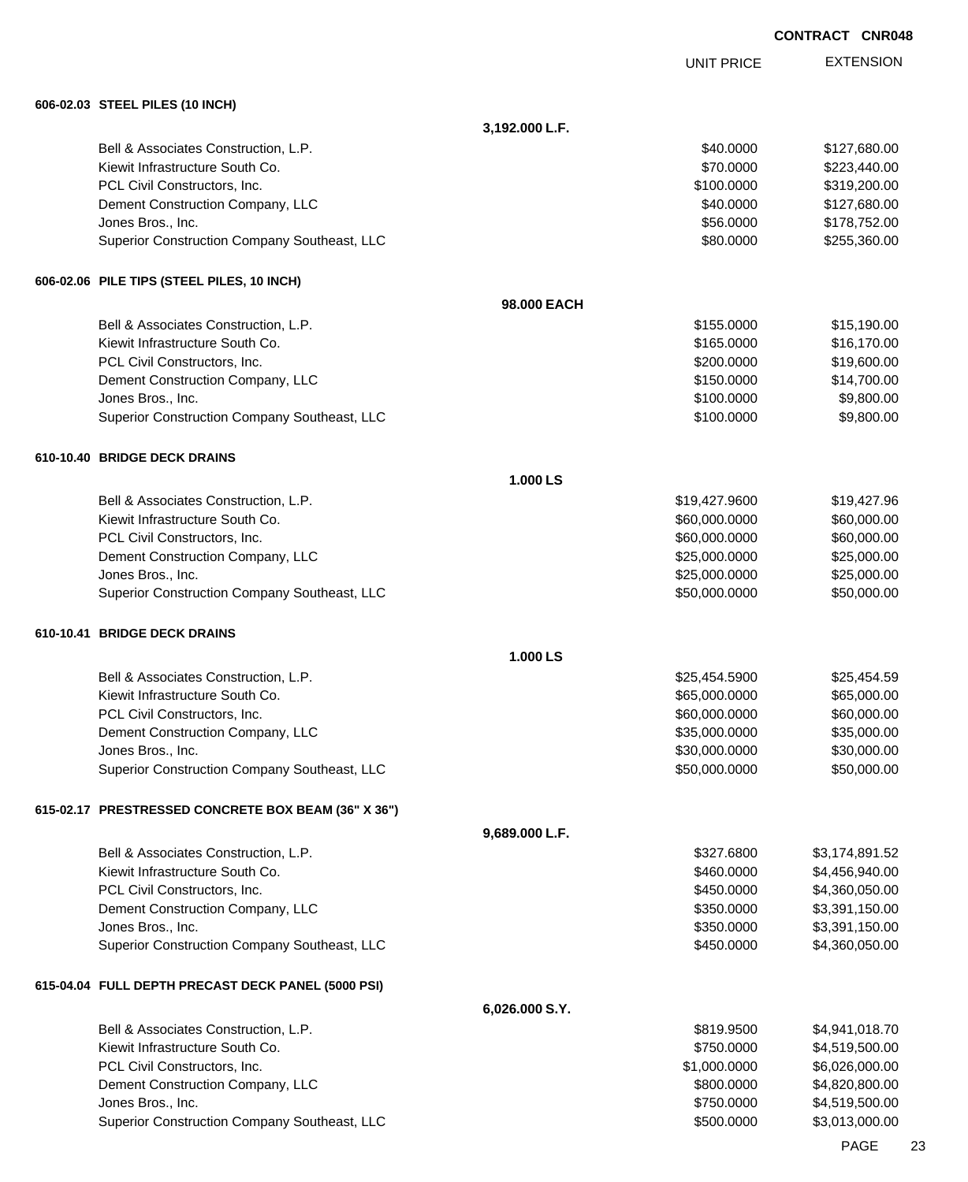**CONTRACT CNR048**

| | | UNIT PRICE | EXTENSION |
|---|---|---|---|
| **606-02.03 STEEL PILES (10 INCH)** | | | |
| | **3,192.000 L.F.** | | |
| Bell & Associates Construction, L.P. | | $40.0000 | $127,680.00 |
| Kiewit Infrastructure South Co. | | $70.0000 | $223,440.00 |
| PCL Civil Constructors, Inc. | | $100.0000 | $319,200.00 |
| Dement Construction Company, LLC | | $40.0000 | $127,680.00 |
| Jones Bros., Inc. | | $56.0000 | $178,752.00 |
| Superior Construction Company Southeast, LLC | | $80.0000 | $255,360.00 |
| **606-02.06 PILE TIPS (STEEL PILES, 10 INCH)** | | | |
| | **98.000 EACH** | | |
| Bell & Associates Construction, L.P. | | $155.0000 | $15,190.00 |
| Kiewit Infrastructure South Co. | | $165.0000 | $16,170.00 |
| PCL Civil Constructors, Inc. | | $200.0000 | $19,600.00 |
| Dement Construction Company, LLC | | $150.0000 | $14,700.00 |
| Jones Bros., Inc. | | $100.0000 | $9,800.00 |
| Superior Construction Company Southeast, LLC | | $100.0000 | $9,800.00 |
| **610-10.40 BRIDGE DECK DRAINS** | | | |
| | **1.000 LS** | | |
| Bell & Associates Construction, L.P. | | $19,427.9600 | $19,427.96 |
| Kiewit Infrastructure South Co. | | $60,000.0000 | $60,000.00 |
| PCL Civil Constructors, Inc. | | $60,000.0000 | $60,000.00 |
| Dement Construction Company, LLC | | $25,000.0000 | $25,000.00 |
| Jones Bros., Inc. | | $25,000.0000 | $25,000.00 |
| Superior Construction Company Southeast, LLC | | $50,000.0000 | $50,000.00 |
| **610-10.41 BRIDGE DECK DRAINS** | | | |
| | **1.000 LS** | | |
| Bell & Associates Construction, L.P. | | $25,454.5900 | $25,454.59 |
| Kiewit Infrastructure South Co. | | $65,000.0000 | $65,000.00 |
| PCL Civil Constructors, Inc. | | $60,000.0000 | $60,000.00 |
| Dement Construction Company, LLC | | $35,000.0000 | $35,000.00 |
| Jones Bros., Inc. | | $30,000.0000 | $30,000.00 |
| Superior Construction Company Southeast, LLC | | $50,000.0000 | $50,000.00 |
| **615-02.17 PRESTRESSED CONCRETE BOX BEAM (36" X 36")** | | | |
| | **9,689.000 L.F.** | | |
| Bell & Associates Construction, L.P. | | $327.6800 | $3,174,891.52 |
| Kiewit Infrastructure South Co. | | $460.0000 | $4,456,940.00 |
| PCL Civil Constructors, Inc. | | $450.0000 | $4,360,050.00 |
| Dement Construction Company, LLC | | $350.0000 | $3,391,150.00 |
| Jones Bros., Inc. | | $350.0000 | $3,391,150.00 |
| Superior Construction Company Southeast, LLC | | $450.0000 | $4,360,050.00 |
| **615-04.04 FULL DEPTH PRECAST DECK PANEL (5000 PSI)** | | | |
| | **6,026.000 S.Y.** | | |
| Bell & Associates Construction, L.P. | | $819.9500 | $4,941,018.70 |
| Kiewit Infrastructure South Co. | | $750.0000 | $4,519,500.00 |
| PCL Civil Constructors, Inc. | | $1,000.0000 | $6,026,000.00 |
| Dement Construction Company, LLC | | $800.0000 | $4,820,800.00 |
| Jones Bros., Inc. | | $750.0000 | $4,519,500.00 |
| Superior Construction Company Southeast, LLC | | $500.0000 | $3,013,000.00 |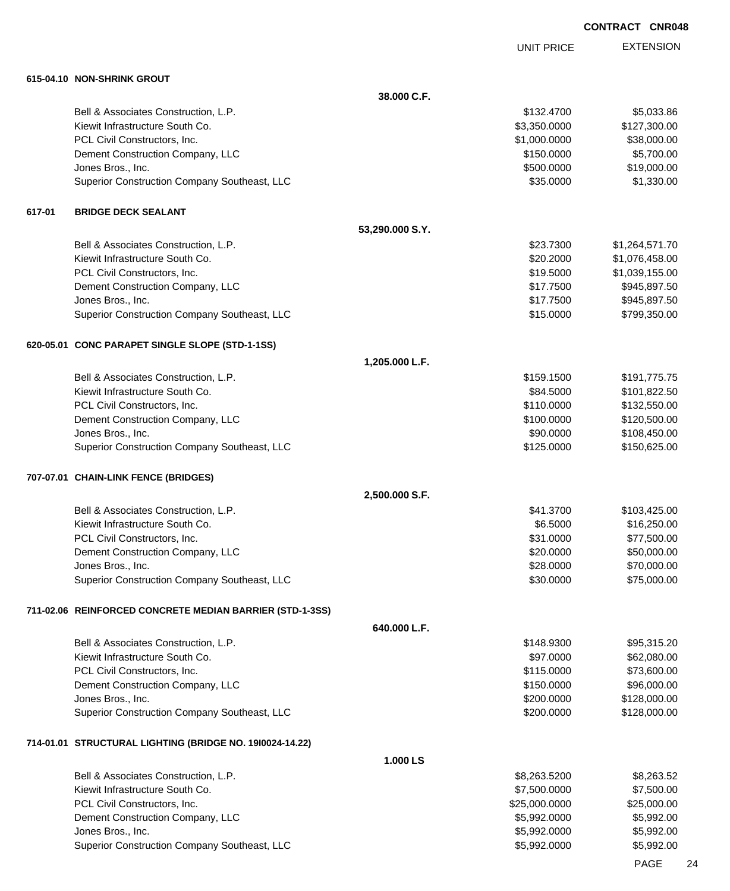**CONTRACT CNR048**

### 615-04.10 NON-SHRINK GROUT

**38.000 C.F.**

| Bidder | UNIT PRICE | EXTENSION |
|---|---|---|
| Bell & Associates Construction, L.P. | $132.4700 | $5,033.86 |
| Kiewit Infrastructure South Co. | $3,350.0000 | $127,300.00 |
| PCL Civil Constructors, Inc. | $1,000.0000 | $38,000.00 |
| Dement Construction Company, LLC | $150.0000 | $5,700.00 |
| Jones Bros., Inc. | $500.0000 | $19,000.00 |
| Superior Construction Company Southeast, LLC | $35.0000 | $1,330.00 |

### 617-01 BRIDGE DECK SEALANT

**53,290.000 S.Y.**

| Bidder | UNIT PRICE | EXTENSION |
|---|---|---|
| Bell & Associates Construction, L.P. | $23.7300 | $1,264,571.70 |
| Kiewit Infrastructure South Co. | $20.2000 | $1,076,458.00 |
| PCL Civil Constructors, Inc. | $19.5000 | $1,039,155.00 |
| Dement Construction Company, LLC | $17.7500 | $945,897.50 |
| Jones Bros., Inc. | $17.7500 | $945,897.50 |
| Superior Construction Company Southeast, LLC | $15.0000 | $799,350.00 |

### 620-05.01 CONC PARAPET SINGLE SLOPE (STD-1-1SS)

**1,205.000 L.F.**

| Bidder | UNIT PRICE | EXTENSION |
|---|---|---|
| Bell & Associates Construction, L.P. | $159.1500 | $191,775.75 |
| Kiewit Infrastructure South Co. | $84.5000 | $101,822.50 |
| PCL Civil Constructors, Inc. | $110.0000 | $132,550.00 |
| Dement Construction Company, LLC | $100.0000 | $120,500.00 |
| Jones Bros., Inc. | $90.0000 | $108,450.00 |
| Superior Construction Company Southeast, LLC | $125.0000 | $150,625.00 |

### 707-07.01 CHAIN-LINK FENCE (BRIDGES)

**2,500.000 S.F.**

| Bidder | UNIT PRICE | EXTENSION |
|---|---|---|
| Bell & Associates Construction, L.P. | $41.3700 | $103,425.00 |
| Kiewit Infrastructure South Co. | $6.5000 | $16,250.00 |
| PCL Civil Constructors, Inc. | $31.0000 | $77,500.00 |
| Dement Construction Company, LLC | $20.0000 | $50,000.00 |
| Jones Bros., Inc. | $28.0000 | $70,000.00 |
| Superior Construction Company Southeast, LLC | $30.0000 | $75,000.00 |

### 711-02.06 REINFORCED CONCRETE MEDIAN BARRIER (STD-1-3SS)

**640.000 L.F.**

| Bidder | UNIT PRICE | EXTENSION |
|---|---|---|
| Bell & Associates Construction, L.P. | $148.9300 | $95,315.20 |
| Kiewit Infrastructure South Co. | $97.0000 | $62,080.00 |
| PCL Civil Constructors, Inc. | $115.0000 | $73,600.00 |
| Dement Construction Company, LLC | $150.0000 | $96,000.00 |
| Jones Bros., Inc. | $200.0000 | $128,000.00 |
| Superior Construction Company Southeast, LLC | $200.0000 | $128,000.00 |

### 714-01.01 STRUCTURAL LIGHTING (BRIDGE NO. 19I0024-14.22)

**1.000 LS**

| Bidder | UNIT PRICE | EXTENSION |
|---|---|---|
| Bell & Associates Construction, L.P. | $8,263.5200 | $8,263.52 |
| Kiewit Infrastructure South Co. | $7,500.0000 | $7,500.00 |
| PCL Civil Constructors, Inc. | $25,000.0000 | $25,000.00 |
| Dement Construction Company, LLC | $5,992.0000 | $5,992.00 |
| Jones Bros., Inc. | $5,992.0000 | $5,992.00 |
| Superior Construction Company Southeast, LLC | $5,992.0000 | $5,992.00 |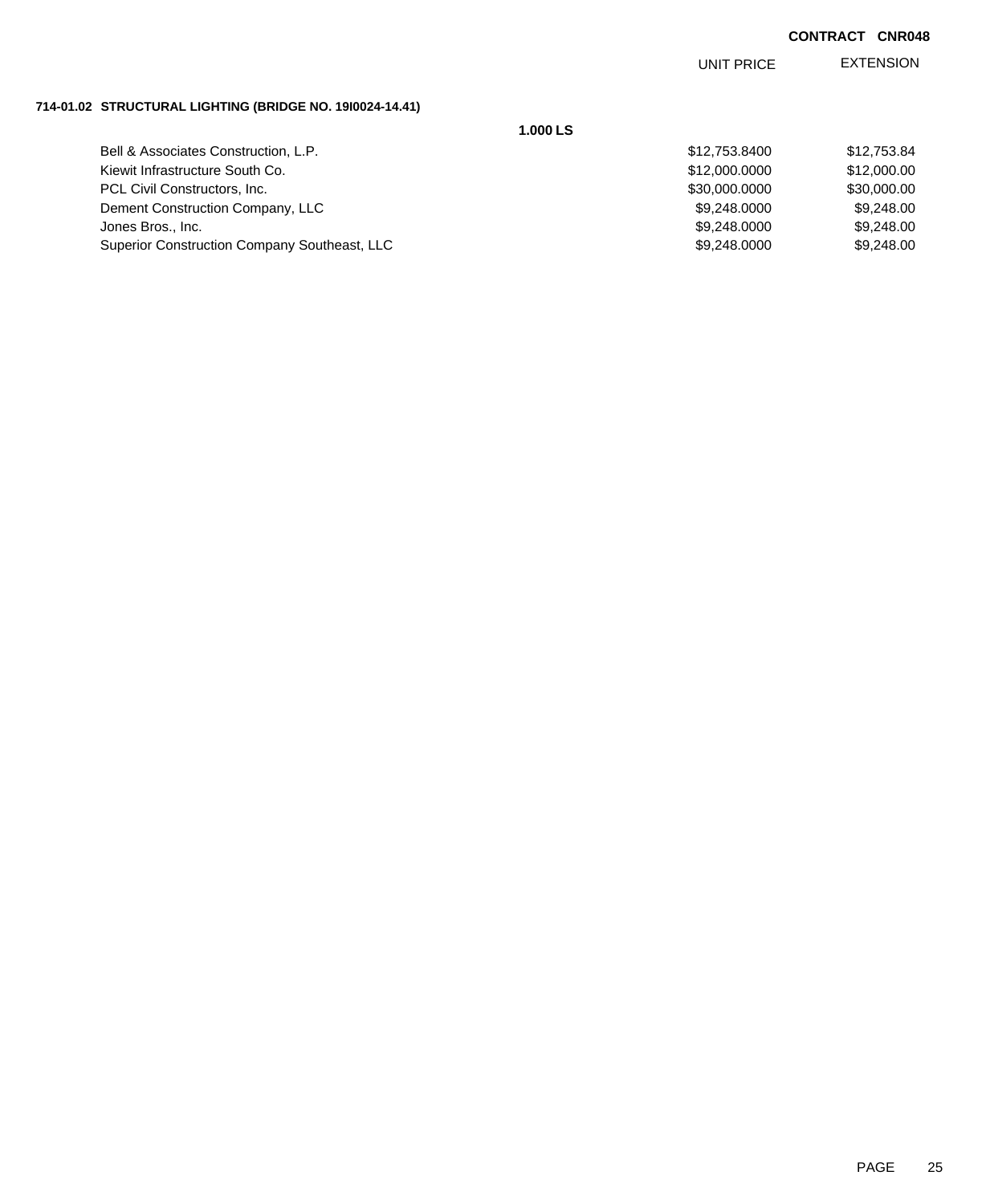**CONTRACT CNR048**

| | UNIT PRICE | EXTENSION |
|---|---|---|
| **714-01.02 STRUCTURAL LIGHTING (BRIDGE NO. 19I0024-14.41)** | | |
| **1.000 LS** | | |
| Bell & Associates Construction, L.P. | $12,753.8400 | $12,753.84 |
| Kiewit Infrastructure South Co. | $12,000.0000 | $12,000.00 |
| PCL Civil Constructors, Inc. | $30,000.0000 | $30,000.00 |
| Dement Construction Company, LLC | $9,248.0000 | $9,248.00 |
| Jones Bros., Inc. | $9,248.0000 | $9,248.00 |
| Superior Construction Company Southeast, LLC | $9,248.0000 | $9,248.00 |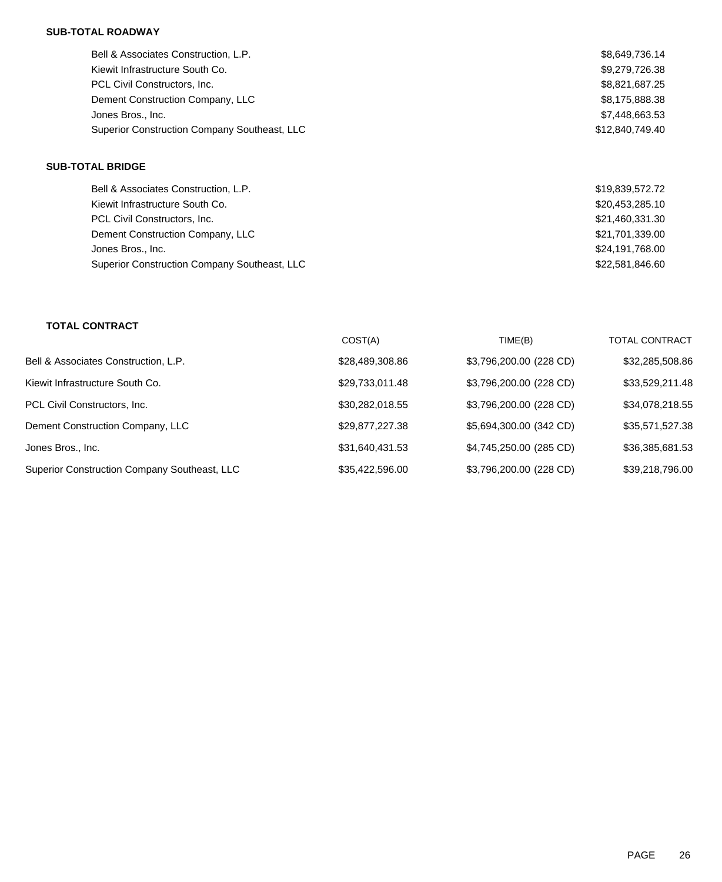**SUB-TOTAL ROADWAY**

| Bidder | Amount |
|---|---|
| Bell & Associates Construction, L.P. | $8,649,736.14 |
| Kiewit Infrastructure South Co. | $9,279,726.38 |
| PCL Civil Constructors, Inc. | $8,821,687.25 |
| Dement Construction Company, LLC | $8,175,888.38 |
| Jones Bros., Inc. | $7,448,663.53 |
| Superior Construction Company Southeast, LLC | $12,840,749.40 |

**SUB-TOTAL BRIDGE**

| Bidder | Amount |
|---|---|
| Bell & Associates Construction, L.P. | $19,839,572.72 |
| Kiewit Infrastructure South Co. | $20,453,285.10 |
| PCL Civil Constructors, Inc. | $21,460,331.30 |
| Dement Construction Company, LLC | $21,701,339.00 |
| Jones Bros., Inc. | $24,191,768.00 |
| Superior Construction Company Southeast, LLC | $22,581,846.60 |

**TOTAL CONTRACT**

| | COST(A) | TIME(B) | TOTAL CONTRACT |
|---|---|---|---|
| Bell & Associates Construction, L.P. | $28,489,308.86 | $3,796,200.00 (228 CD) | $32,285,508.86 |
| Kiewit Infrastructure South Co. | $29,733,011.48 | $3,796,200.00 (228 CD) | $33,529,211.48 |
| PCL Civil Constructors, Inc. | $30,282,018.55 | $3,796,200.00 (228 CD) | $34,078,218.55 |
| Dement Construction Company, LLC | $29,877,227.38 | $5,694,300.00 (342 CD) | $35,571,527.38 |
| Jones Bros., Inc. | $31,640,431.53 | $4,745,250.00 (285 CD) | $36,385,681.53 |
| Superior Construction Company Southeast, LLC | $35,422,596.00 | $3,796,200.00 (228 CD) | $39,218,796.00 |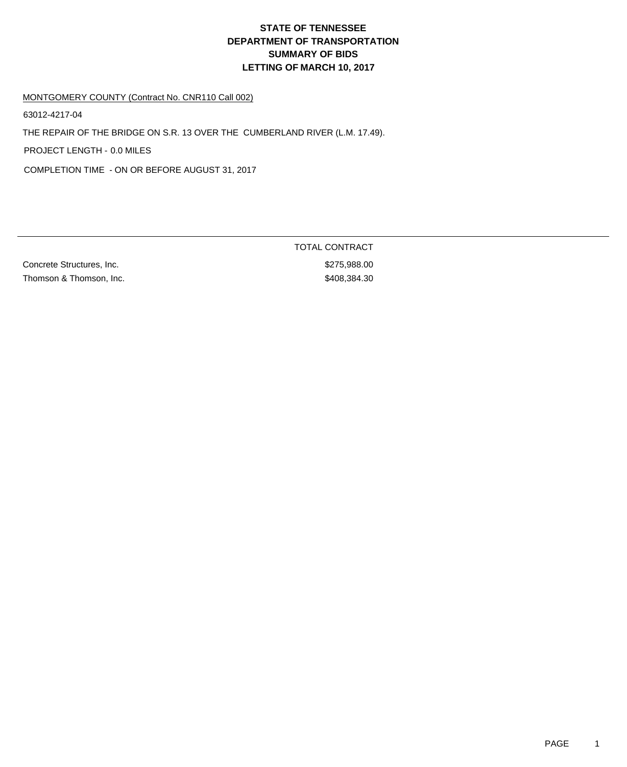# STATE OF TENNESSEE
# DEPARTMENT OF TRANSPORTATION
# SUMMARY OF BIDS
# LETTING OF MARCH 10, 2017

MONTGOMERY COUNTY (Contract No. CNR110 Call 002)

63012-4217-04

THE REPAIR OF THE BRIDGE ON S.R. 13 OVER THE CUMBERLAND RIVER (L.M. 17.49).

PROJECT LENGTH - 0.0 MILES

COMPLETION TIME - ON OR BEFORE AUGUST 31, 2017

| | TOTAL CONTRACT |
|---|---|
| Concrete Structures, Inc. | $275,988.00 |
| Thomson & Thomson, Inc. | $408,384.30 |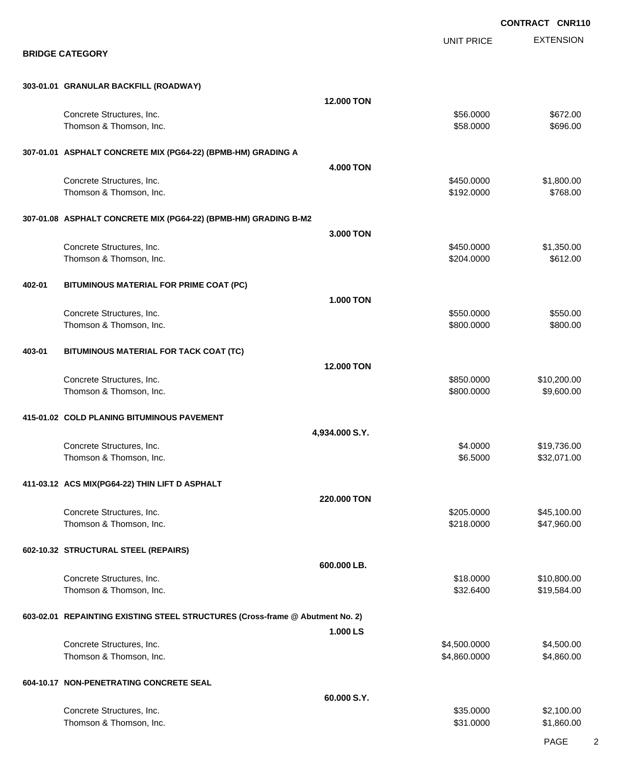**CONTRACT CNR110**

## BRIDGE CATEGORY

| | | UNIT PRICE | EXTENSION |
|---|---|---|---|
| **303-01.01 GRANULAR BACKFILL (ROADWAY)** | | | |
| | **12.000 TON** | | |
| Concrete Structures, Inc. | | $56.0000 | $672.00 |
| Thomson & Thomson, Inc. | | $58.0000 | $696.00 |
| **307-01.01 ASPHALT CONCRETE MIX (PG64-22) (BPMB-HM) GRADING A** | | | |
| | **4.000 TON** | | |
| Concrete Structures, Inc. | | $450.0000 | $1,800.00 |
| Thomson & Thomson, Inc. | | $192.0000 | $768.00 |
| **307-01.08 ASPHALT CONCRETE MIX (PG64-22) (BPMB-HM) GRADING B-M2** | | | |
| | **3.000 TON** | | |
| Concrete Structures, Inc. | | $450.0000 | $1,350.00 |
| Thomson & Thomson, Inc. | | $204.0000 | $612.00 |
| **402-01 BITUMINOUS MATERIAL FOR PRIME COAT (PC)** | | | |
| | **1.000 TON** | | |
| Concrete Structures, Inc. | | $550.0000 | $550.00 |
| Thomson & Thomson, Inc. | | $800.0000 | $800.00 |
| **403-01 BITUMINOUS MATERIAL FOR TACK COAT (TC)** | | | |
| | **12.000 TON** | | |
| Concrete Structures, Inc. | | $850.0000 | $10,200.00 |
| Thomson & Thomson, Inc. | | $800.0000 | $9,600.00 |
| **415-01.02 COLD PLANING BITUMINOUS PAVEMENT** | | | |
| | **4,934.000 S.Y.** | | |
| Concrete Structures, Inc. | | $4.0000 | $19,736.00 |
| Thomson & Thomson, Inc. | | $6.5000 | $32,071.00 |
| **411-03.12 ACS MIX(PG64-22) THIN LIFT D ASPHALT** | | | |
| | **220.000 TON** | | |
| Concrete Structures, Inc. | | $205.0000 | $45,100.00 |
| Thomson & Thomson, Inc. | | $218.0000 | $47,960.00 |
| **602-10.32 STRUCTURAL STEEL (REPAIRS)** | | | |
| | **600.000 LB.** | | |
| Concrete Structures, Inc. | | $18.0000 | $10,800.00 |
| Thomson & Thomson, Inc. | | $32.6400 | $19,584.00 |
| **603-02.01 REPAINTING EXISTING STEEL STRUCTURES (Cross-frame @ Abutment No. 2)** | | | |
| | **1.000 LS** | | |
| Concrete Structures, Inc. | | $4,500.0000 | $4,500.00 |
| Thomson & Thomson, Inc. | | $4,860.0000 | $4,860.00 |
| **604-10.17 NON-PENETRATING CONCRETE SEAL** | | | |
| | **60.000 S.Y.** | | |
| Concrete Structures, Inc. | | $35.0000 | $2,100.00 |
| Thomson & Thomson, Inc. | | $31.0000 | $1,860.00 |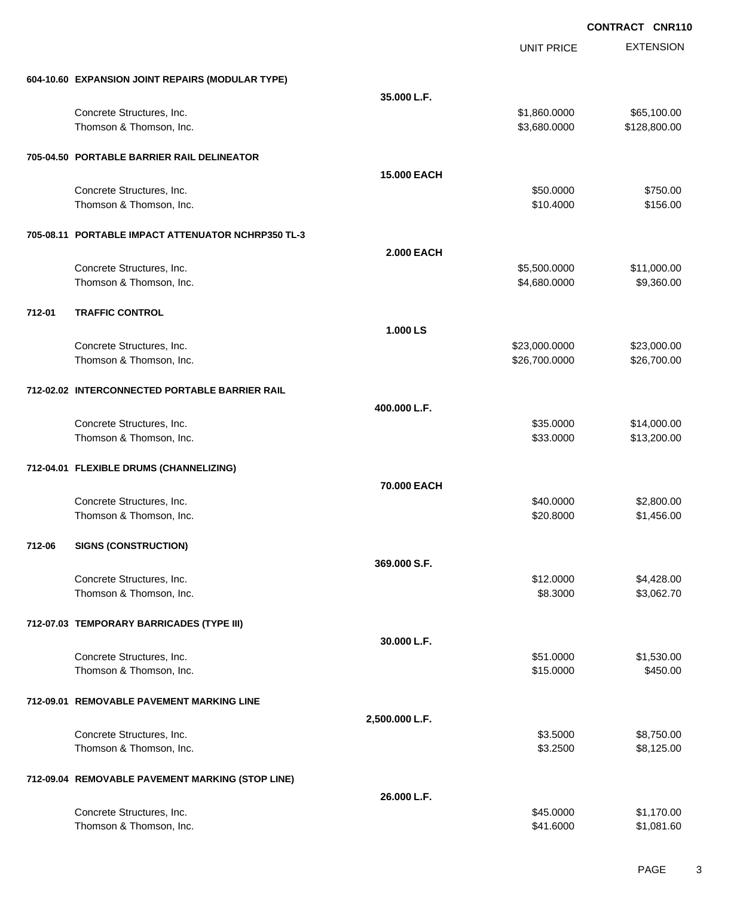**CONTRACT CNR110**

| | | | UNIT PRICE | EXTENSION |
|---|---|---|---|---|
| **604-10.60** | **EXPANSION JOINT REPAIRS (MODULAR TYPE)** | | | |
| | | **35.000 L.F.** | | |
| | Concrete Structures, Inc. | | $1,860.0000 | $65,100.00 |
| | Thomson & Thomson, Inc. | | $3,680.0000 | $128,800.00 |
| **705-04.50** | **PORTABLE BARRIER RAIL DELINEATOR** | | | |
| | | **15.000 EACH** | | |
| | Concrete Structures, Inc. | | $50.0000 | $750.00 |
| | Thomson & Thomson, Inc. | | $10.4000 | $156.00 |
| **705-08.11** | **PORTABLE IMPACT ATTENUATOR NCHRP350 TL-3** | | | |
| | | **2.000 EACH** | | |
| | Concrete Structures, Inc. | | $5,500.0000 | $11,000.00 |
| | Thomson & Thomson, Inc. | | $4,680.0000 | $9,360.00 |
| **712-01** | **TRAFFIC CONTROL** | | | |
| | | **1.000 LS** | | |
| | Concrete Structures, Inc. | | $23,000.0000 | $23,000.00 |
| | Thomson & Thomson, Inc. | | $26,700.0000 | $26,700.00 |
| **712-02.02** | **INTERCONNECTED PORTABLE BARRIER RAIL** | | | |
| | | **400.000 L.F.** | | |
| | Concrete Structures, Inc. | | $35.0000 | $14,000.00 |
| | Thomson & Thomson, Inc. | | $33.0000 | $13,200.00 |
| **712-04.01** | **FLEXIBLE DRUMS (CHANNELIZING)** | | | |
| | | **70.000 EACH** | | |
| | Concrete Structures, Inc. | | $40.0000 | $2,800.00 |
| | Thomson & Thomson, Inc. | | $20.8000 | $1,456.00 |
| **712-06** | **SIGNS (CONSTRUCTION)** | | | |
| | | **369.000 S.F.** | | |
| | Concrete Structures, Inc. | | $12.0000 | $4,428.00 |
| | Thomson & Thomson, Inc. | | $8.3000 | $3,062.70 |
| **712-07.03** | **TEMPORARY BARRICADES (TYPE III)** | | | |
| | | **30.000 L.F.** | | |
| | Concrete Structures, Inc. | | $51.0000 | $1,530.00 |
| | Thomson & Thomson, Inc. | | $15.0000 | $450.00 |
| **712-09.01** | **REMOVABLE PAVEMENT MARKING LINE** | | | |
| | | **2,500.000 L.F.** | | |
| | Concrete Structures, Inc. | | $3.5000 | $8,750.00 |
| | Thomson & Thomson, Inc. | | $3.2500 | $8,125.00 |
| **712-09.04** | **REMOVABLE PAVEMENT MARKING (STOP LINE)** | | | |
| | | **26.000 L.F.** | | |
| | Concrete Structures, Inc. | | $45.0000 | $1,170.00 |
| | Thomson & Thomson, Inc. | | $41.6000 | $1,081.60 |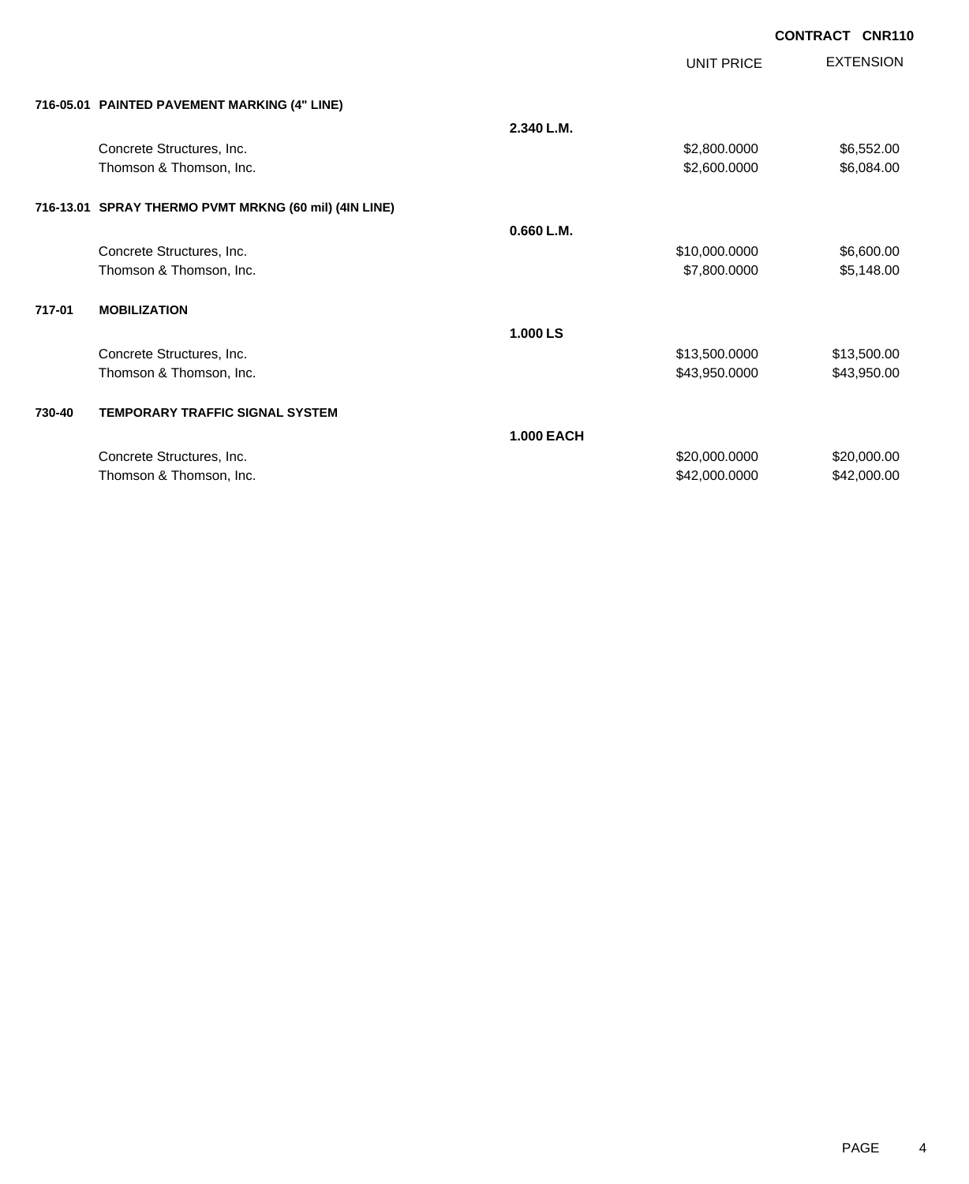**CONTRACT CNR110**

| | | | UNIT PRICE | EXTENSION |
|---|---|---|---|---|
| **716-05.01** | **PAINTED PAVEMENT MARKING (4" LINE)** | | | |
| | | **2.340 L.M.** | | |
| | Concrete Structures, Inc. | | $2,800.0000 | $6,552.00 |
| | Thomson & Thomson, Inc. | | $2,600.0000 | $6,084.00 |
| **716-13.01** | **SPRAY THERMO PVMT MRKNG (60 mil) (4IN LINE)** | | | |
| | | **0.660 L.M.** | | |
| | Concrete Structures, Inc. | | $10,000.0000 | $6,600.00 |
| | Thomson & Thomson, Inc. | | $7,800.0000 | $5,148.00 |
| **717-01** | **MOBILIZATION** | | | |
| | | **1.000 LS** | | |
| | Concrete Structures, Inc. | | $13,500.0000 | $13,500.00 |
| | Thomson & Thomson, Inc. | | $43,950.0000 | $43,950.00 |
| **730-40** | **TEMPORARY TRAFFIC SIGNAL SYSTEM** | | | |
| | | **1.000 EACH** | | |
| | Concrete Structures, Inc. | | $20,000.0000 | $20,000.00 |
| | Thomson & Thomson, Inc. | | $42,000.0000 | $42,000.00 |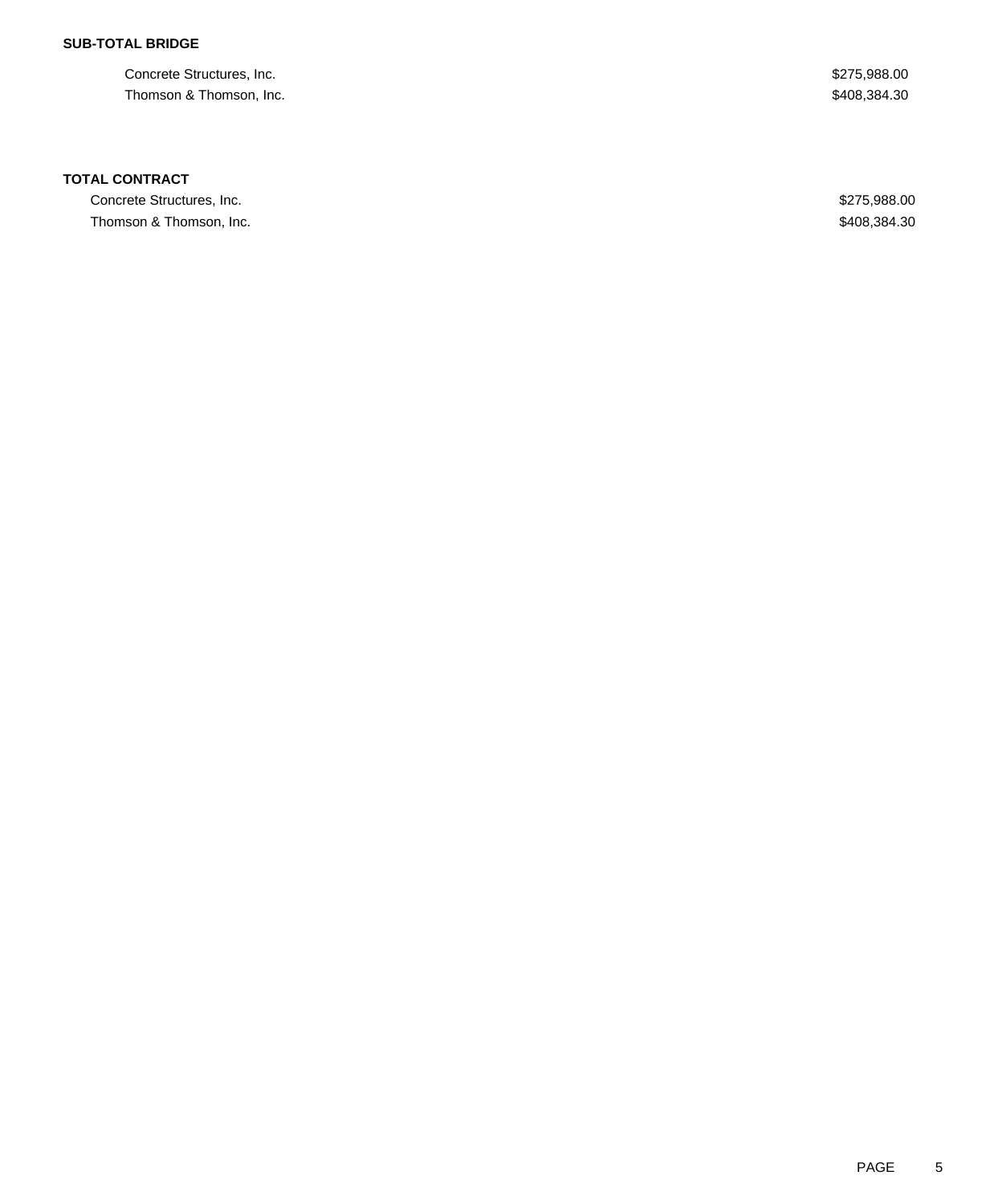**SUB-TOTAL BRIDGE**

| | |
|---|---|
| Concrete Structures, Inc. | $275,988.00 |
| Thomson & Thomson, Inc. | $408,384.30 |

**TOTAL CONTRACT**

| | |
|---|---|
| Concrete Structures, Inc. | $275,988.00 |
| Thomson & Thomson, Inc. | $408,384.30 |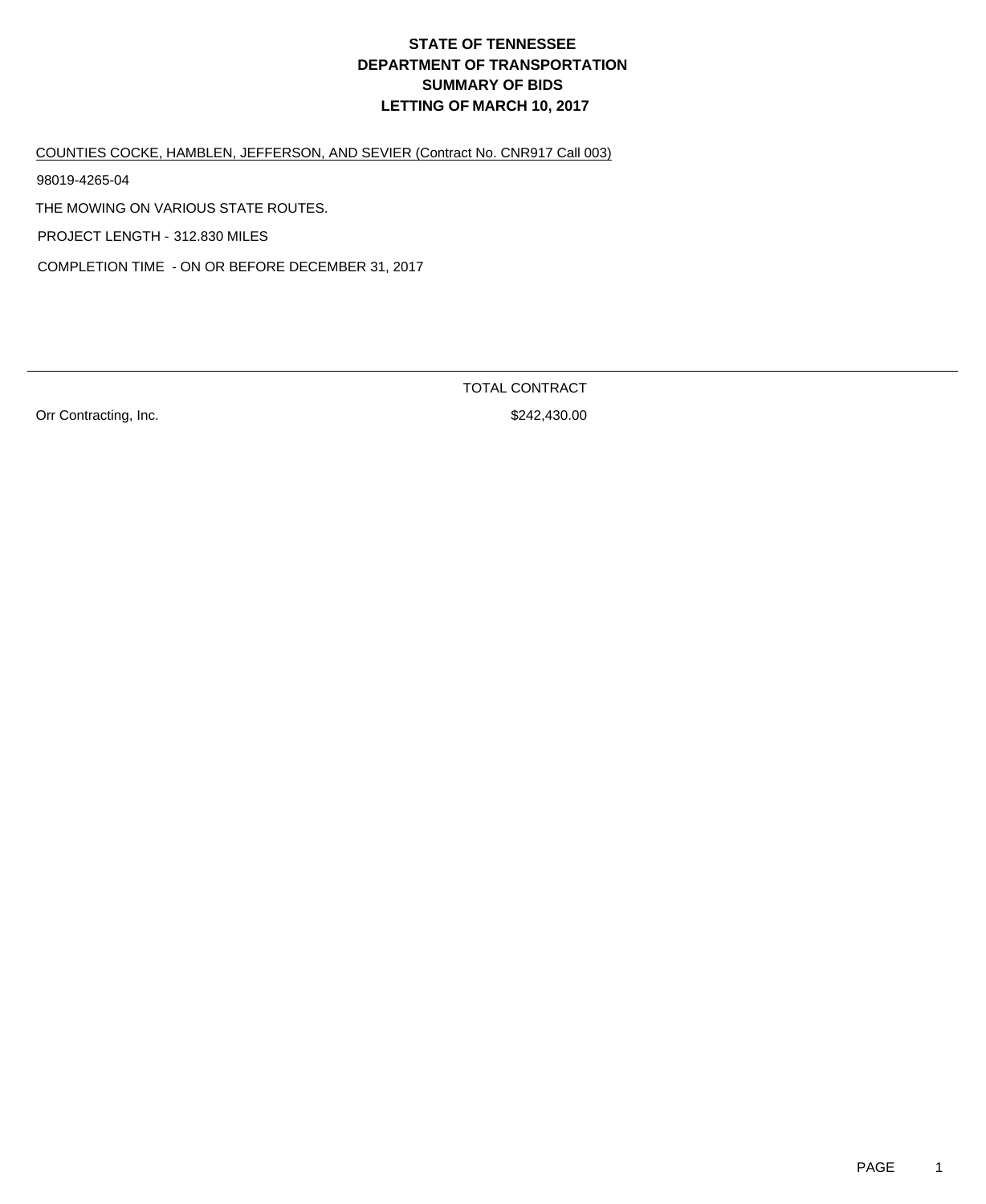# STATE OF TENNESSEE
# DEPARTMENT OF TRANSPORTATION
# SUMMARY OF BIDS
# LETTING OF MARCH 10, 2017

COUNTIES COCKE, HAMBLEN, JEFFERSON, AND SEVIER (Contract No. CNR917 Call 003)

98019-4265-04

THE MOWING ON VARIOUS STATE ROUTES.

PROJECT LENGTH - 312.830 MILES

COMPLETION TIME - ON OR BEFORE DECEMBER 31, 2017

| | TOTAL CONTRACT |
|---|---|
| Orr Contracting, Inc. | $242,430.00 |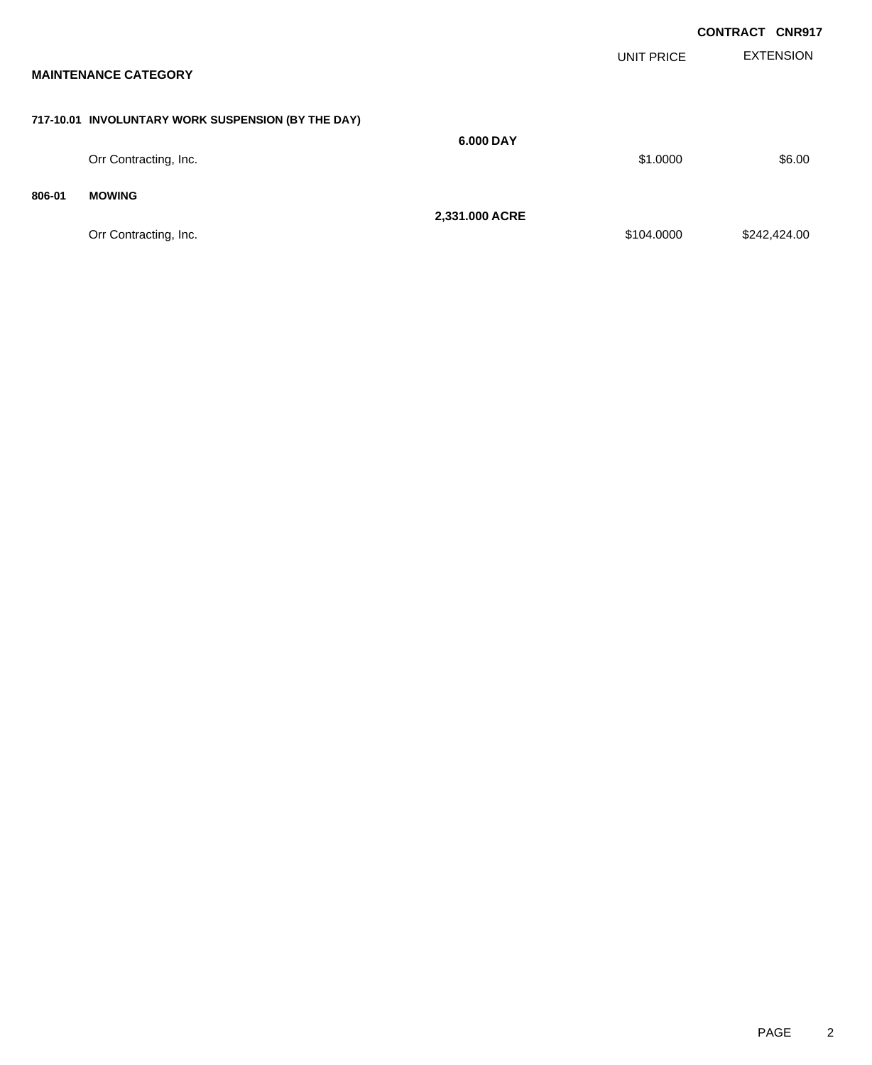**CONTRACT CNR917**

**MAINTENANCE CATEGORY**

| | | UNIT PRICE | EXTENSION |
|---|---|---|---|
| **717-10.01 INVOLUNTARY WORK SUSPENSION (BY THE DAY)** | | | |
| | **6.000 DAY** | | |
| Orr Contracting, Inc. | | $1.0000 | $6.00 |
| **806-01 MOWING** | | | |
| | **2,331.000 ACRE** | | |
| Orr Contracting, Inc. | | $104.0000 | $242,424.00 |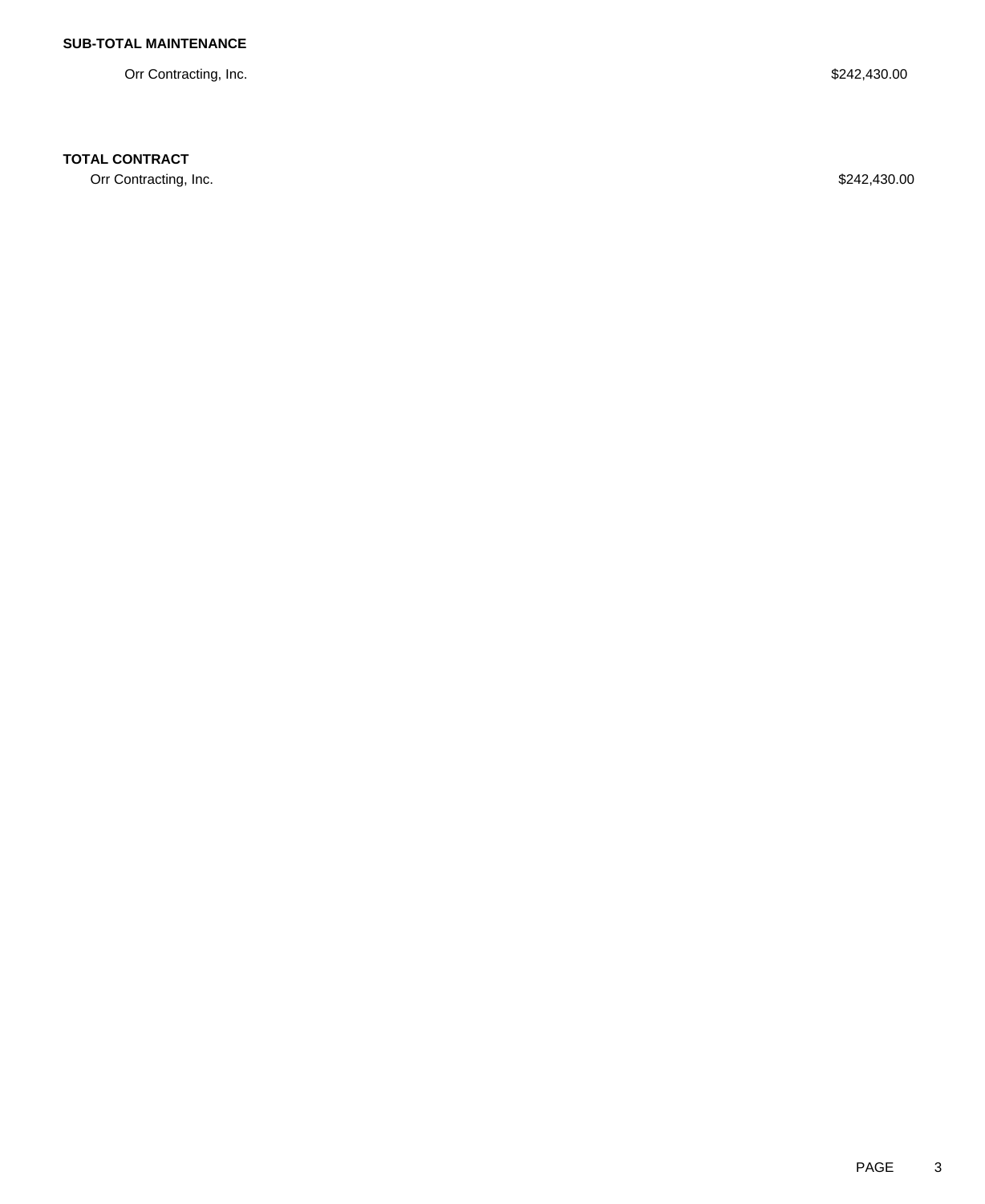**SUB-TOTAL MAINTENANCE**

| | |
|---|---|
| Orr Contracting, Inc. | $242,430.00 |

**TOTAL CONTRACT**

| | |
|---|---|
| Orr Contracting, Inc. | $242,430.00 |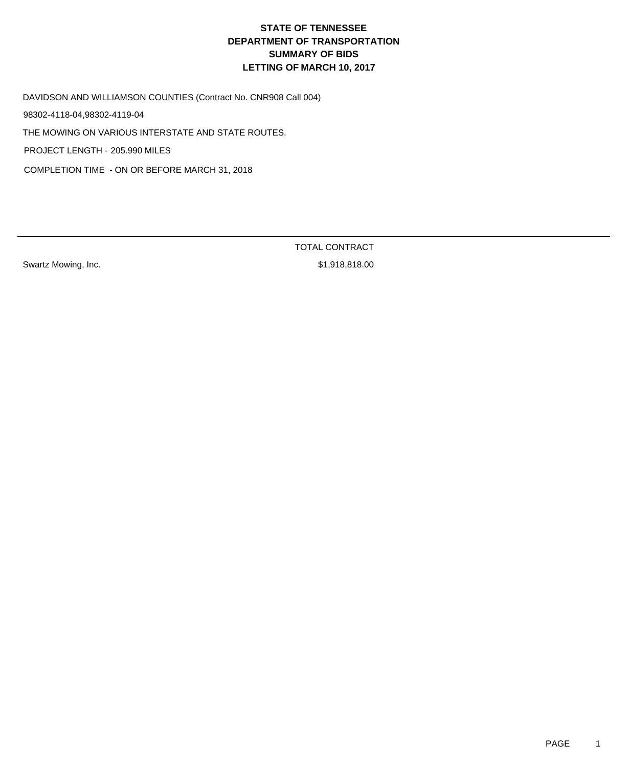# STATE OF TENNESSEE
# DEPARTMENT OF TRANSPORTATION
# SUMMARY OF BIDS
# LETTING OF MARCH 10, 2017

DAVIDSON AND WILLIAMSON COUNTIES (Contract No. CNR908 Call 004)

98302-4118-04,98302-4119-04

THE MOWING ON VARIOUS INTERSTATE AND STATE ROUTES.

PROJECT LENGTH - 205.990 MILES

COMPLETION TIME - ON OR BEFORE MARCH 31, 2018

| | TOTAL CONTRACT |
|---|---|
| Swartz Mowing, Inc. | $1,918,818.00 |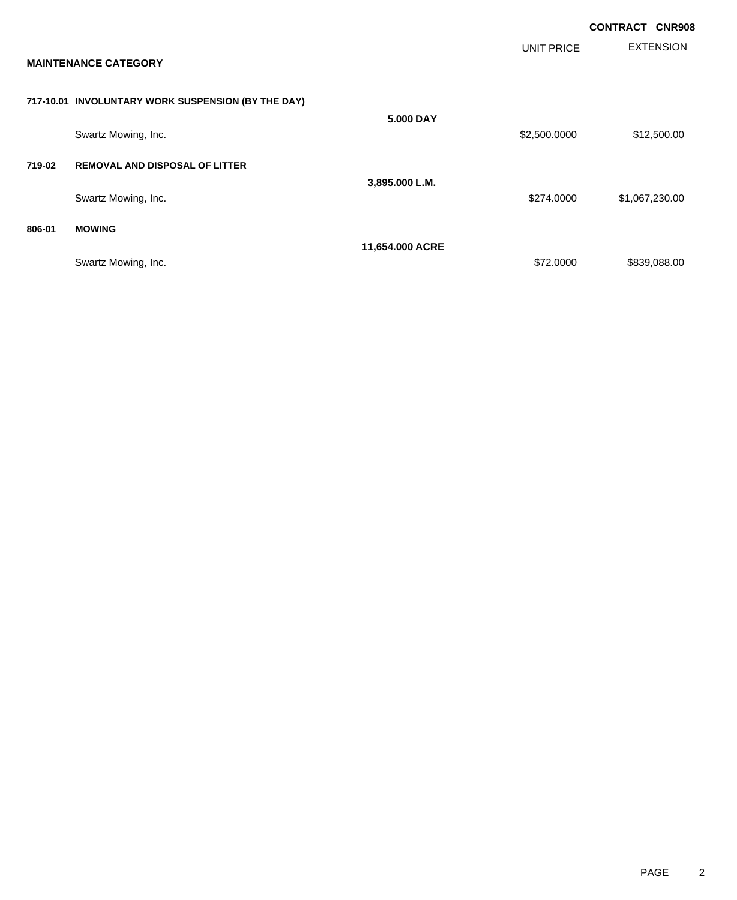**CONTRACT CNR908**

| | | | UNIT PRICE | EXTENSION |
|---|---|---|---|---|
| **MAINTENANCE CATEGORY** | | | | |
| **717-10.01** | **INVOLUNTARY WORK SUSPENSION (BY THE DAY)** | **5.000 DAY** | | |
| | Swartz Mowing, Inc. | | $2,500.0000 | $12,500.00 |
| **719-02** | **REMOVAL AND DISPOSAL OF LITTER** | **3,895.000 L.M.** | | |
| | Swartz Mowing, Inc. | | $274.0000 | $1,067,230.00 |
| **806-01** | **MOWING** | **11,654.000 ACRE** | | |
| | Swartz Mowing, Inc. | | $72.0000 | $839,088.00 |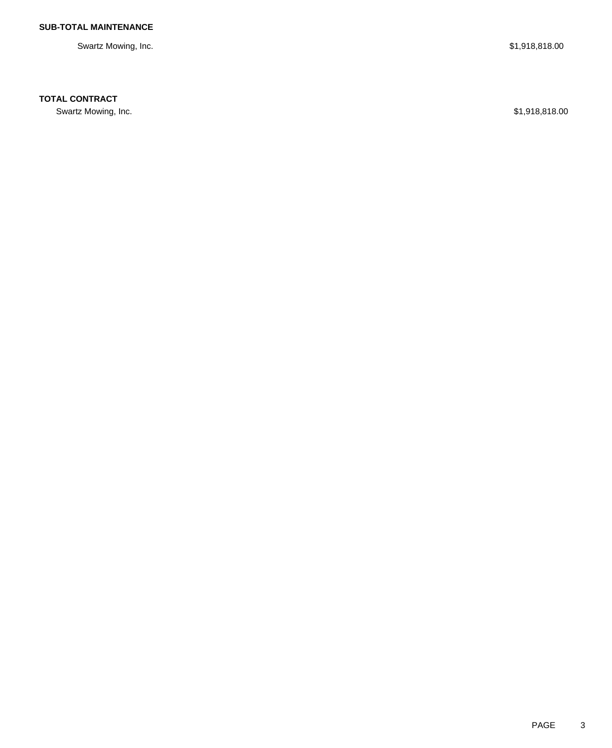**SUB-TOTAL MAINTENANCE**

| | |
|---|---|
| Swartz Mowing, Inc. | $1,918,818.00 |

**TOTAL CONTRACT**

| | |
|---|---|
| Swartz Mowing, Inc. | $1,918,818.00 |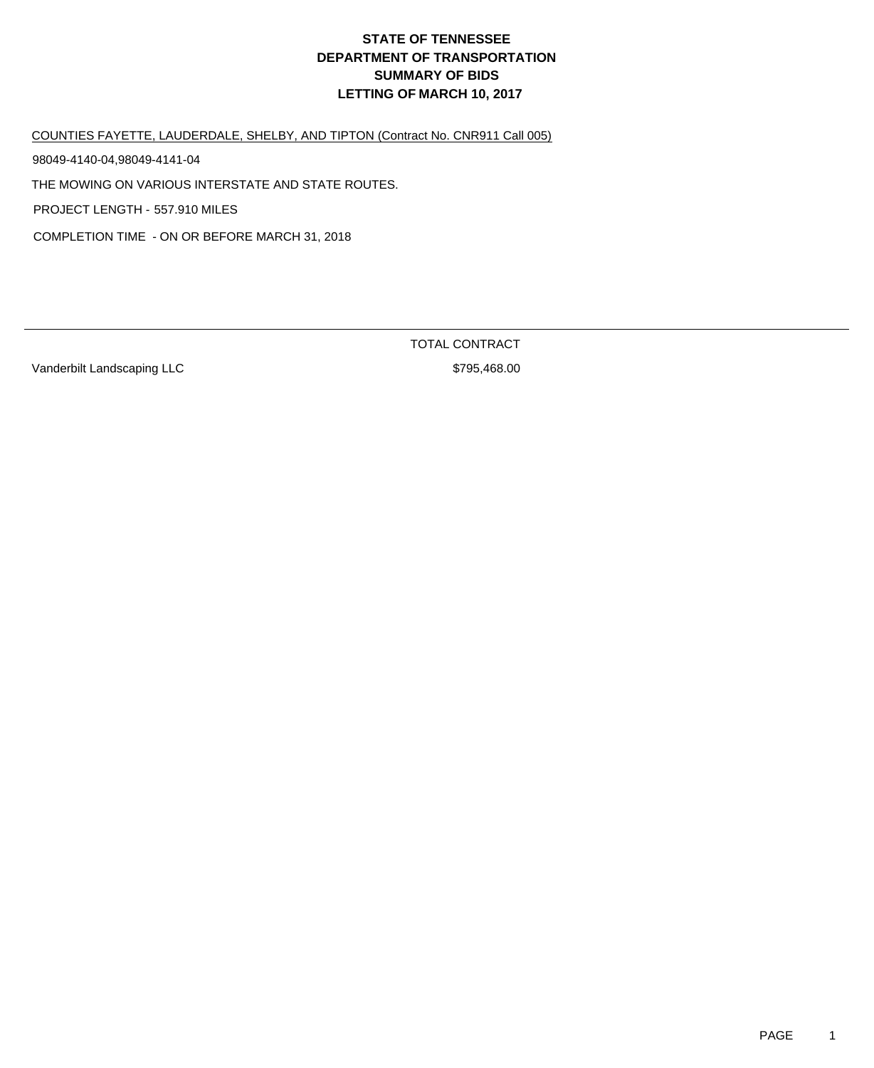# STATE OF TENNESSEE
# DEPARTMENT OF TRANSPORTATION
# SUMMARY OF BIDS
# LETTING OF MARCH 10, 2017

COUNTIES FAYETTE, LAUDERDALE, SHELBY, AND TIPTON (Contract No. CNR911 Call 005)

98049-4140-04,98049-4141-04

THE MOWING ON VARIOUS INTERSTATE AND STATE ROUTES.

PROJECT LENGTH - 557.910 MILES

COMPLETION TIME - ON OR BEFORE MARCH 31, 2018

| | TOTAL CONTRACT |
|---|---|
| Vanderbilt Landscaping LLC | $795,468.00 |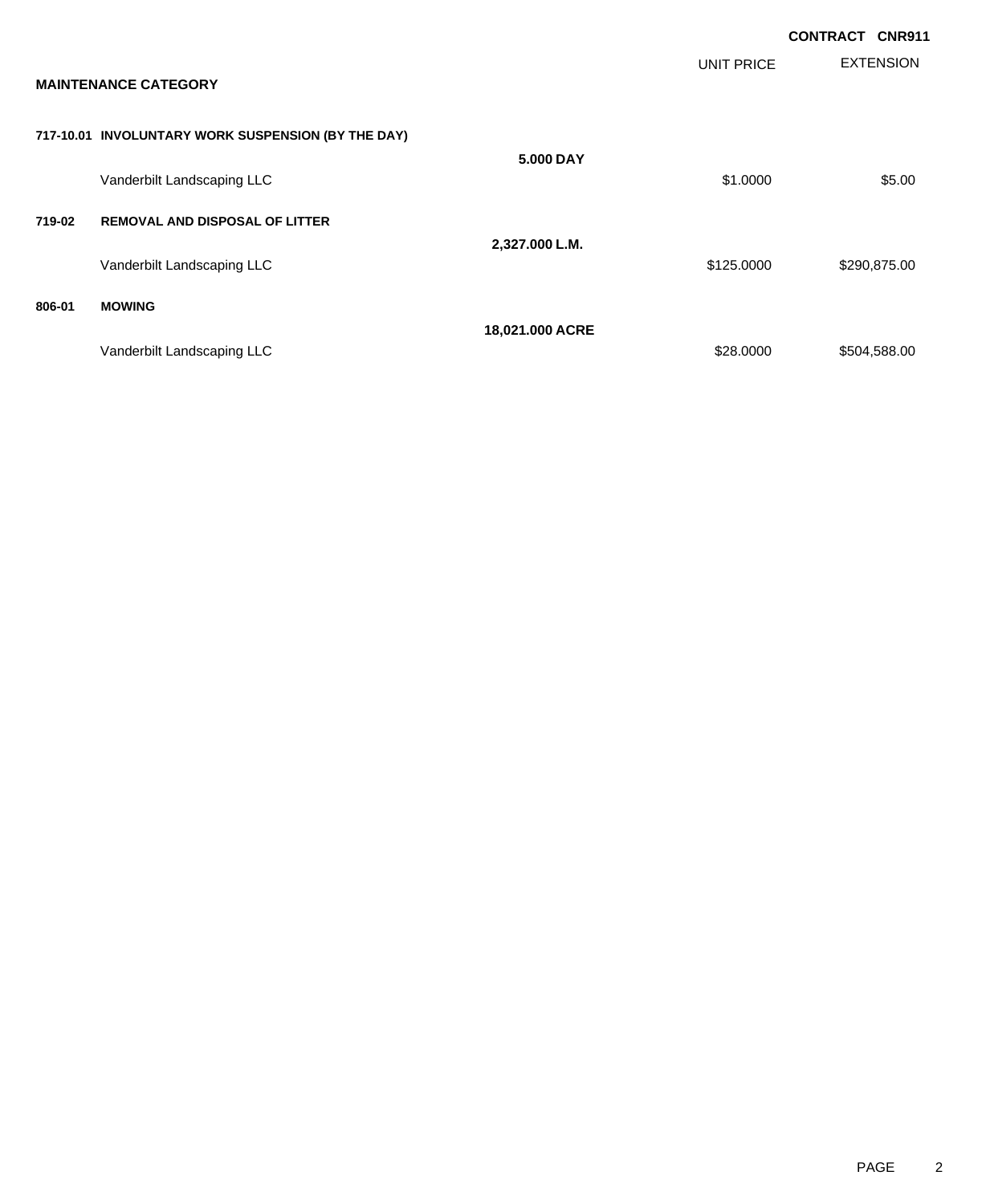**CONTRACT CNR911**

## MAINTENANCE CATEGORY

| | | | UNIT PRICE | EXTENSION |
|---|---|---|---|---|
| **717-10.01** | **INVOLUNTARY WORK SUSPENSION (BY THE DAY)** | | | |
| | | **5.000 DAY** | | |
| | Vanderbilt Landscaping LLC | | $1.0000 | $5.00 |
| **719-02** | **REMOVAL AND DISPOSAL OF LITTER** | | | |
| | | **2,327.000 L.M.** | | |
| | Vanderbilt Landscaping LLC | | $125.0000 | $290,875.00 |
| **806-01** | **MOWING** | | | |
| | | **18,021.000 ACRE** | | |
| | Vanderbilt Landscaping LLC | | $28.0000 | $504,588.00 |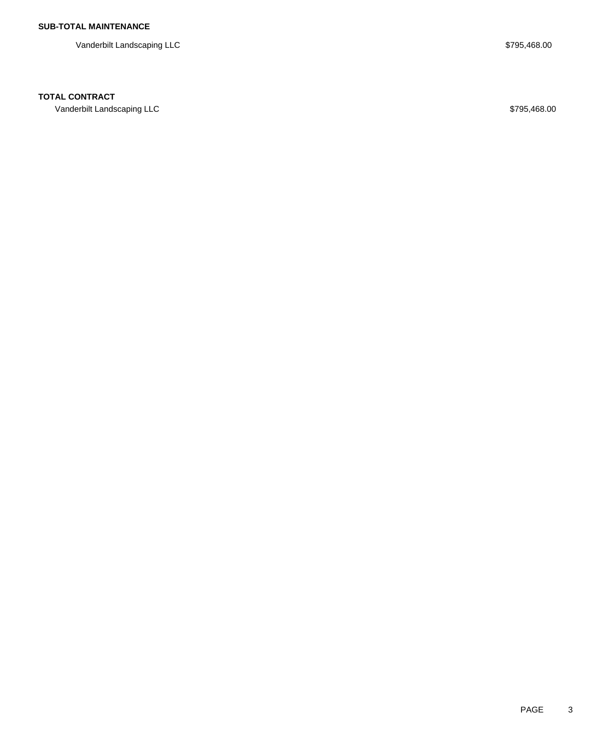**SUB-TOTAL MAINTENANCE**

| | |
|---|---|
| Vanderbilt Landscaping LLC | $795,468.00 |

**TOTAL CONTRACT**

| | |
|---|---|
| Vanderbilt Landscaping LLC | $795,468.00 |